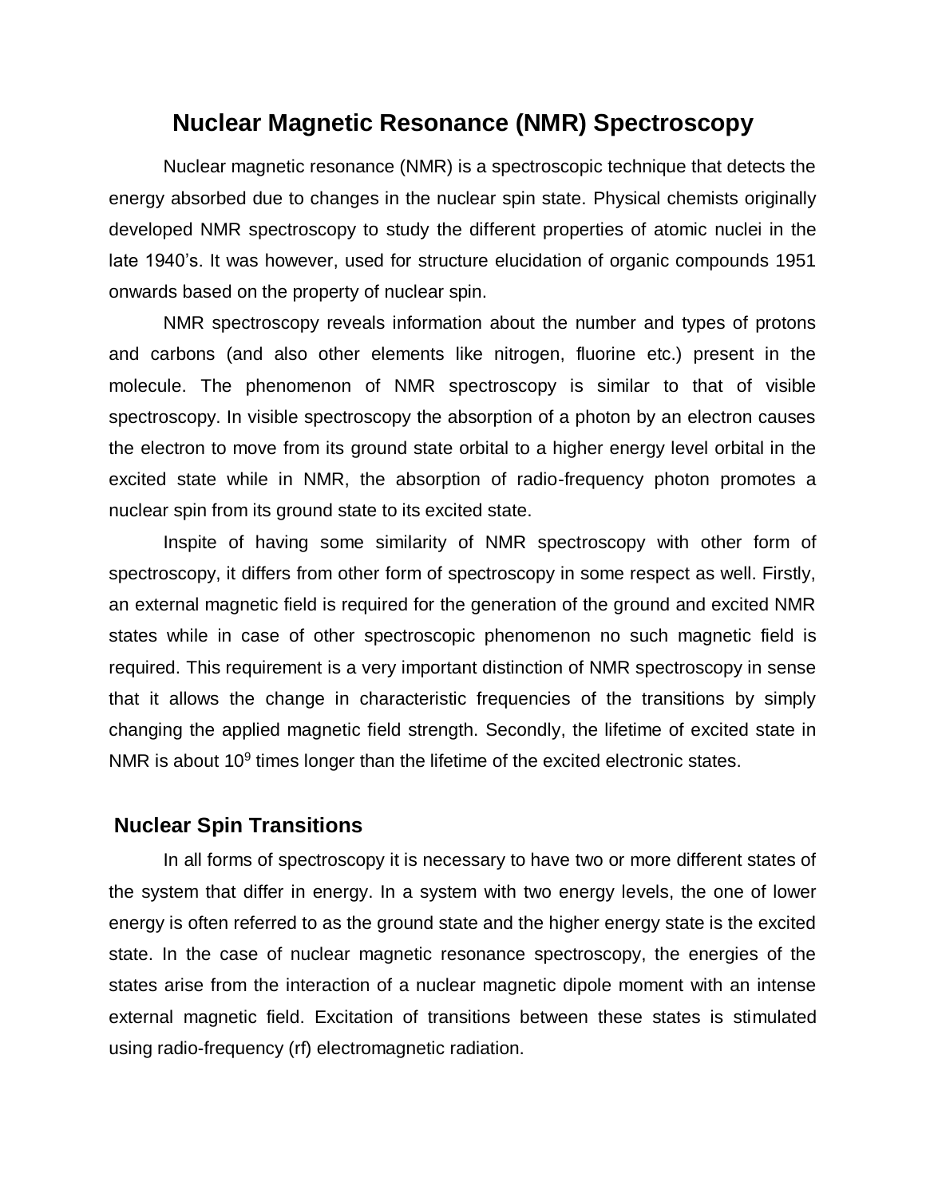# Nuclear Magnetic Resonance (NMR) Spectroscopy

Nuclear magnetic resonance (NMR) is a spectroscopic technique that detects the energy absorbed due to changes in the nuclear spin state. Physical chemists originally developed NMR spectroscopy to study the different properties of atomic nuclei in the late 1940's. It was however, used for structure elucidation of organic compounds 1951 onwards based on the property of nuclear spin.

NMR spectroscopy reveals information about the number and types of protons and carbons (and also other elements like nitrogen, fluorine etc.) present in the molecule. The phenomenon of NMR spectroscopy is similar to that of visible spectroscopy. In visible spectroscopy the absorption of a photon by an electron causes the electron to move from its ground state orbital to a higher energy level orbital in the excited state while in NMR, the absorption of radio-frequency photon promotes a nuclear spin from its ground state to its excited state.

Inspite of having some similarity of NMR spectroscopy with other form of spectroscopy, it differs from other form of spectroscopy in some respect as well. Firstly, an external magnetic field is required for the generation of the ground and excited NMR states while in case of other spectroscopic phenomenon no such magnetic field is required. This requirement is a very important distinction of NMR spectroscopy in sense that it allows the change in characteristic frequencies of the transitions by simply changing the applied magnetic field strength. Secondly, the lifetime of excited state in NMR is about $10^9$ times longer than the lifetime of the excited electronic states.

## Nuclear Spin Transitions

In all forms of spectroscopy it is necessary to have two or more different states of the system that differ in energy. In a system with two energy levels, the one of lower energy is often referred to as the ground state and the higher energy state is the excited state. In the case of nuclear magnetic resonance spectroscopy, the energies of the states arise from the interaction of a nuclear magnetic dipole moment with an intense external magnetic field. Excitation of transitions between these states is stimulated using radio-frequency (rf) electromagnetic radiation.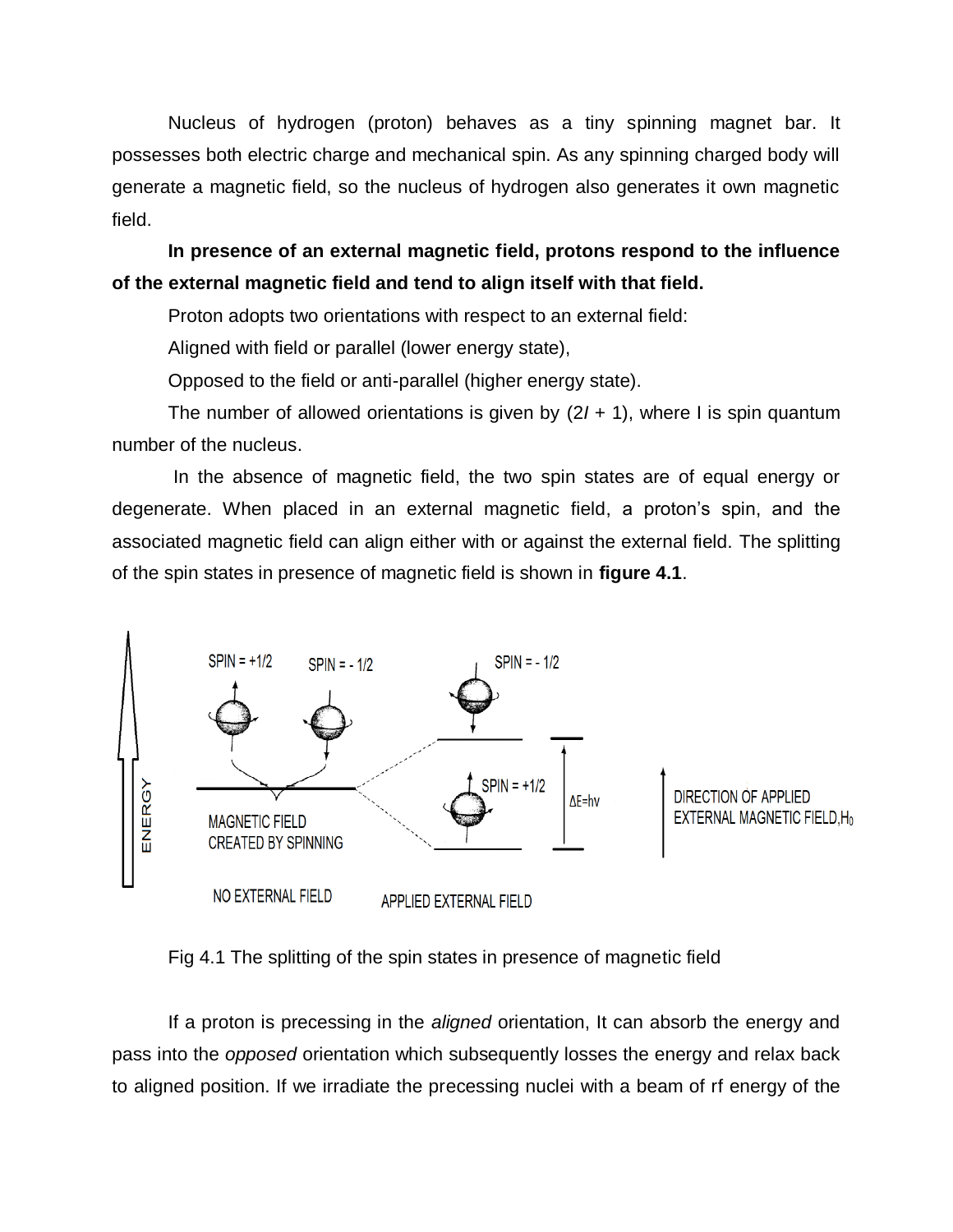Nucleus of hydrogen (proton) behaves as a tiny spinning magnet bar. It possesses both electric charge and mechanical spin. As any spinning charged body will generate a magnetic field, so the nucleus of hydrogen also generates it own magnetic field.

**In presence of an external magnetic field, protons respond to the influence of the external magnetic field and tend to align itself with that field.**

Proton adopts two orientations with respect to an external field:

Aligned with field or parallel (lower energy state),

Opposed to the field or anti-parallel (higher energy state).

The number of allowed orientations is given by $(2I + 1)$, where I is spin quantum number of the nucleus.

In the absence of magnetic field, the two spin states are of equal energy or degenerate. When placed in an external magnetic field, a proton's spin, and the associated magnetic field can align either with or against the external field. The splitting of the spin states in presence of magnetic field is shown in **figure 4.1**.

Fig 4.1 The splitting of the spin states in presence of magnetic field

If a proton is precessing in the *aligned* orientation, It can absorb the energy and pass into the *opposed* orientation which subsequently losses the energy and relax back to aligned position. If we irradiate the precessing nuclei with a beam of rf energy of the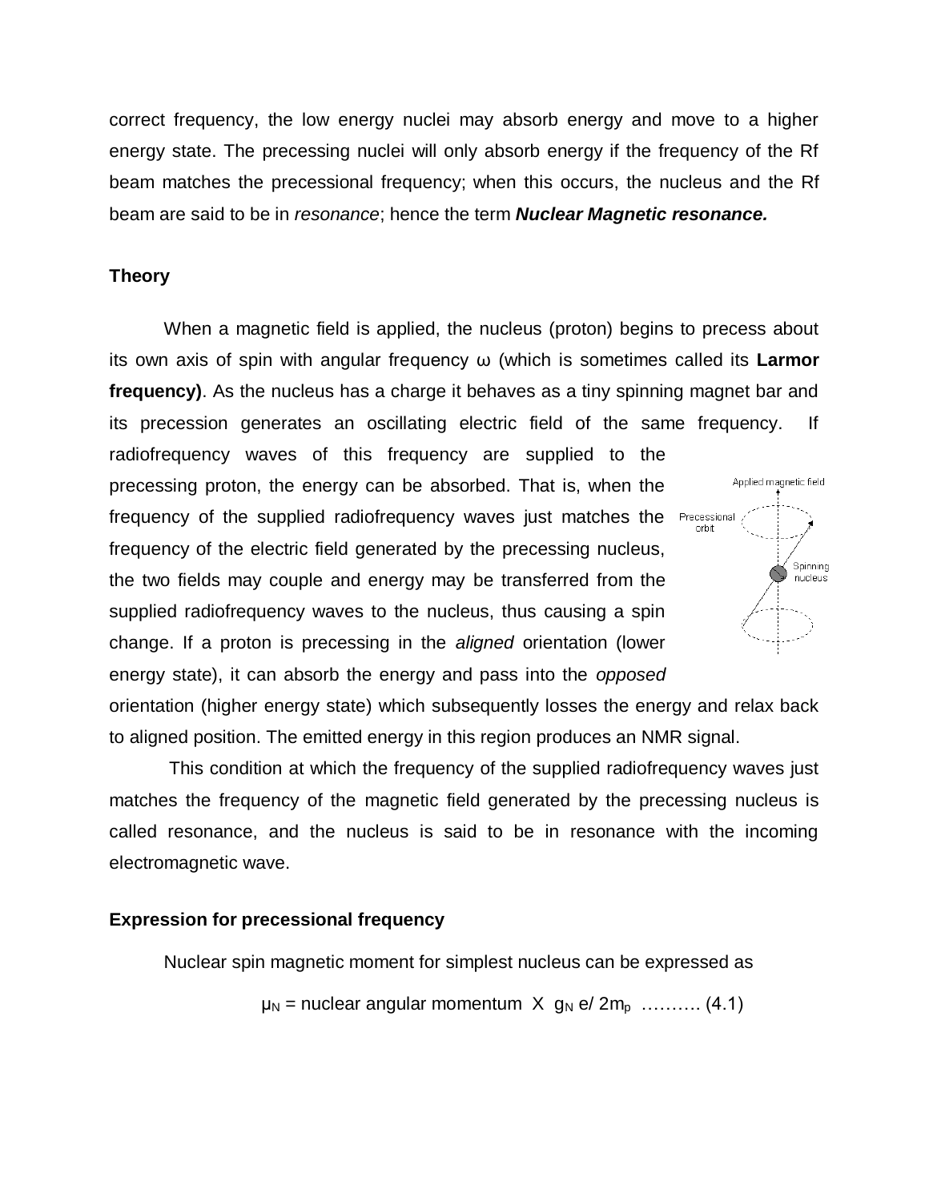correct frequency, the low energy nuclei may absorb energy and move to a higher energy state. The precessing nuclei will only absorb energy if the frequency of the Rf beam matches the precessional frequency; when this occurs, the nucleus and the Rf beam are said to be in *resonance*; hence the term ***Nuclear Magnetic resonance.***

**Theory**

When a magnetic field is applied, the nucleus (proton) begins to precess about its own axis of spin with angular frequency ω (which is sometimes called its **Larmor frequency)**. As the nucleus has a charge it behaves as a tiny spinning magnet bar and its precession generates an oscillating electric field of the same frequency. If radiofrequency waves of this frequency are supplied to the precessing proton, the energy can be absorbed. That is, when the frequency of the supplied radiofrequency waves just matches the frequency of the electric field generated by the precessing nucleus, the two fields may couple and energy may be transferred from the supplied radiofrequency waves to the nucleus, thus causing a spin change. If a proton is precessing in the *aligned* orientation (lower energy state), it can absorb the energy and pass into the *opposed* orientation (higher energy state) which subsequently losses the energy and relax back to aligned position. The emitted energy in this region produces an NMR signal.

This condition at which the frequency of the supplied radiofrequency waves just matches the frequency of the magnetic field generated by the precessing nucleus is called resonance, and the nucleus is said to be in resonance with the incoming electromagnetic wave.

**Expression for precessional frequency**

Nuclear spin magnetic moment for simplest nucleus can be expressed as

$$\mu_N = \text{nuclear angular momentum} \times g_N\, e/\, 2m_p \quad \ldots\ldots\ldots (4.1)$$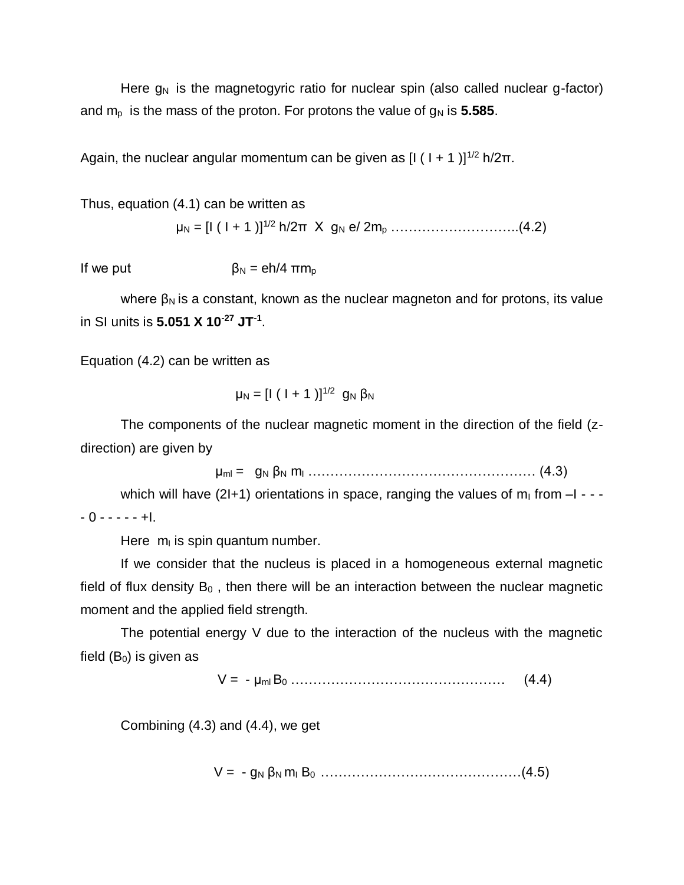Here $g_N$ is the magnetogyric ratio for nuclear spin (also called nuclear g-factor) and $m_p$ is the mass of the proton. For protons the value of $g_N$ is **5.585**.

Again, the nuclear angular momentum can be given as $[I(I+1)]^{1/2}\, h/2\pi$.

Thus, equation (4.1) can be written as

$$\mu_N = [I(I+1)]^{1/2}\, h/2\pi \times g_N\, e/2m_p \quad \ldots\ldots\ldots\ldots\ldots\ldots\ldots\ldots\ldots(4.2)$$

If we put $\beta_N = eh/4\pi m_p$

where $\beta_N$ is a constant, known as the nuclear magneton and for protons, its value in SI units is $\mathbf{5.051 \times 10^{-27}\ JT^{-1}}$.

Equation (4.2) can be written as

$$\mu_N = [I(I+1)]^{1/2}\, g_N\, \beta_N$$

The components of the nuclear magnetic moment in the direction of the field (z-direction) are given by

$$\mu_{mI} = g_N\, \beta_N\, m_I \quad \ldots\ldots\ldots\ldots\ldots\ldots\ldots\ldots\ldots\ldots\ldots\ldots\ldots (4.3)$$

which will have (2I+1) orientations in space, ranging the values of $m_I$ from –I - - - - 0 - - - - - +I.

Here $m_I$ is spin quantum number.

If we consider that the nucleus is placed in a homogeneous external magnetic field of flux density $B_0$, then there will be an interaction between the nuclear magnetic moment and the applied field strength.

The potential energy V due to the interaction of the nucleus with the magnetic field ($B_0$) is given as

$$V = -\mu_{mI}\, B_0 \quad \ldots\ldots\ldots\ldots\ldots\ldots\ldots\ldots\ldots\ldots\ldots\ldots \quad (4.4)$$

Combining (4.3) and (4.4), we get

$$V = -g_N\, \beta_N\, m_I\, B_0 \quad \ldots\ldots\ldots\ldots\ldots\ldots\ldots\ldots\ldots\ldots\ldots\ldots(4.5)$$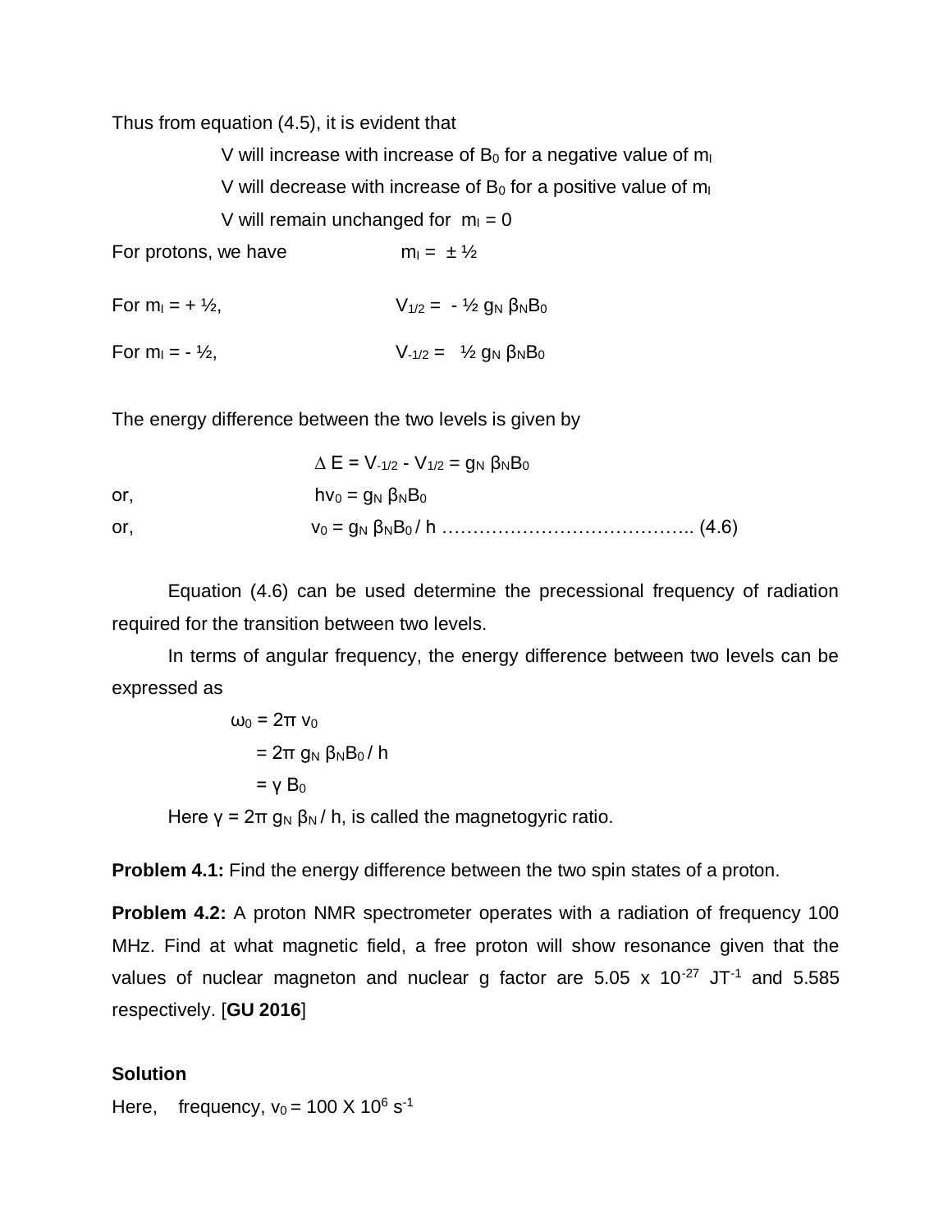Thus from equation (4.5), it is evident that

V will increase with increase of $B_0$ for a negative value of $m_I$

V will decrease with increase of $B_0$ for a positive value of $m_I$

V will remain unchanged for $m_I = 0$

For protons, we have $m_I = \pm ½$

For $m_I = + ½$, $V_{1/2} = - ½ \, g_N \, \beta_N B_0$

For $m_I = - ½$, $V_{-1/2} = ½ \, g_N \, \beta_N B_0$

The energy difference between the two levels is given by

$$\Delta E = V_{-1/2} - V_{1/2} = g_N \, \beta_N B_0$$

or, $$h\nu_0 = g_N \, \beta_N B_0$$

or, $$\nu_0 = g_N \, \beta_N B_0 / h \quad \text{.......................................} \quad (4.6)$$

Equation (4.6) can be used determine the precessional frequency of radiation required for the transition between two levels.

In terms of angular frequency, the energy difference between two levels can be expressed as

$$\omega_0 = 2\pi \, \nu_0$$
$$= 2\pi \, g_N \, \beta_N B_0 / h$$
$$= \gamma \, B_0$$

Here $\gamma = 2\pi \, g_N \, \beta_N / h$, is called the magnetogyric ratio.

**Problem 4.1:** Find the energy difference between the two spin states of a proton.

**Problem 4.2:** A proton NMR spectrometer operates with a radiation of frequency 100 MHz. Find at what magnetic field, a free proton will show resonance given that the values of nuclear magneton and nuclear g factor are $5.05 \times 10^{-27}$ $JT^{-1}$ and 5.585 respectively. [**GU 2016**]

**Solution**

Here, frequency, $\nu_0 = 100 \times 10^6 \, s^{-1}$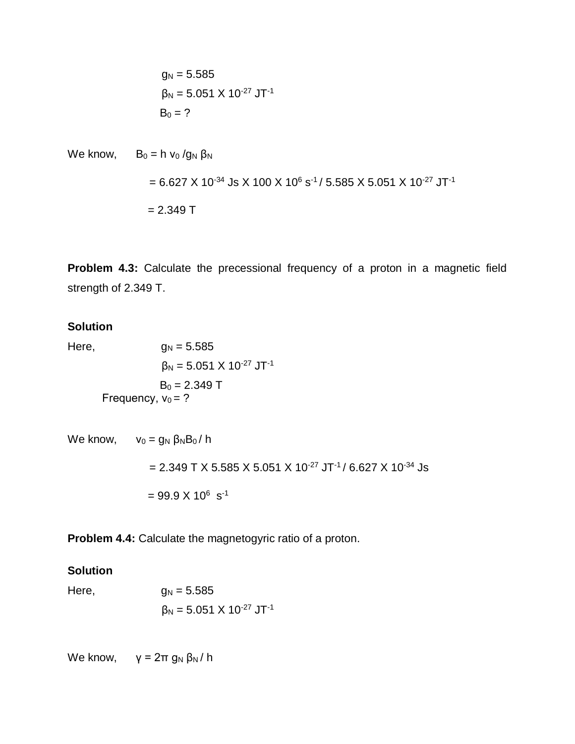$g_N = 5.585$

$\beta_N = 5.051 \times 10^{-27}\ JT^{-1}$

$B_0 = ?$

We know, $B_0 = h\, v_0 / g_N\, \beta_N$

$= 6.627 \times 10^{-34}\ Js \times 100 \times 10^{6}\ s^{-1} / 5.585 \times 5.051 \times 10^{-27}\ JT^{-1}$

$= 2.349\ T$

**Problem 4.3:** Calculate the precessional frequency of a proton in a magnetic field strength of 2.349 T.

**Solution**

Here, $g_N = 5.585$

$\beta_N = 5.051 \times 10^{-27}\ JT^{-1}$

$B_0 = 2.349\ T$

Frequency, $v_0 = ?$

We know, $v_0 = g_N\, \beta_N B_0 / h$

$= 2.349\ T \times 5.585 \times 5.051 \times 10^{-27}\ JT^{-1} / 6.627 \times 10^{-34}\ Js$

$= 99.9 \times 10^{6}\ s^{-1}$

**Problem 4.4:** Calculate the magnetogyric ratio of a proton.

**Solution**

Here, $g_N = 5.585$

$\beta_N = 5.051 \times 10^{-27}\ JT^{-1}$

We know, $\gamma = 2\pi\, g_N\, \beta_N / h$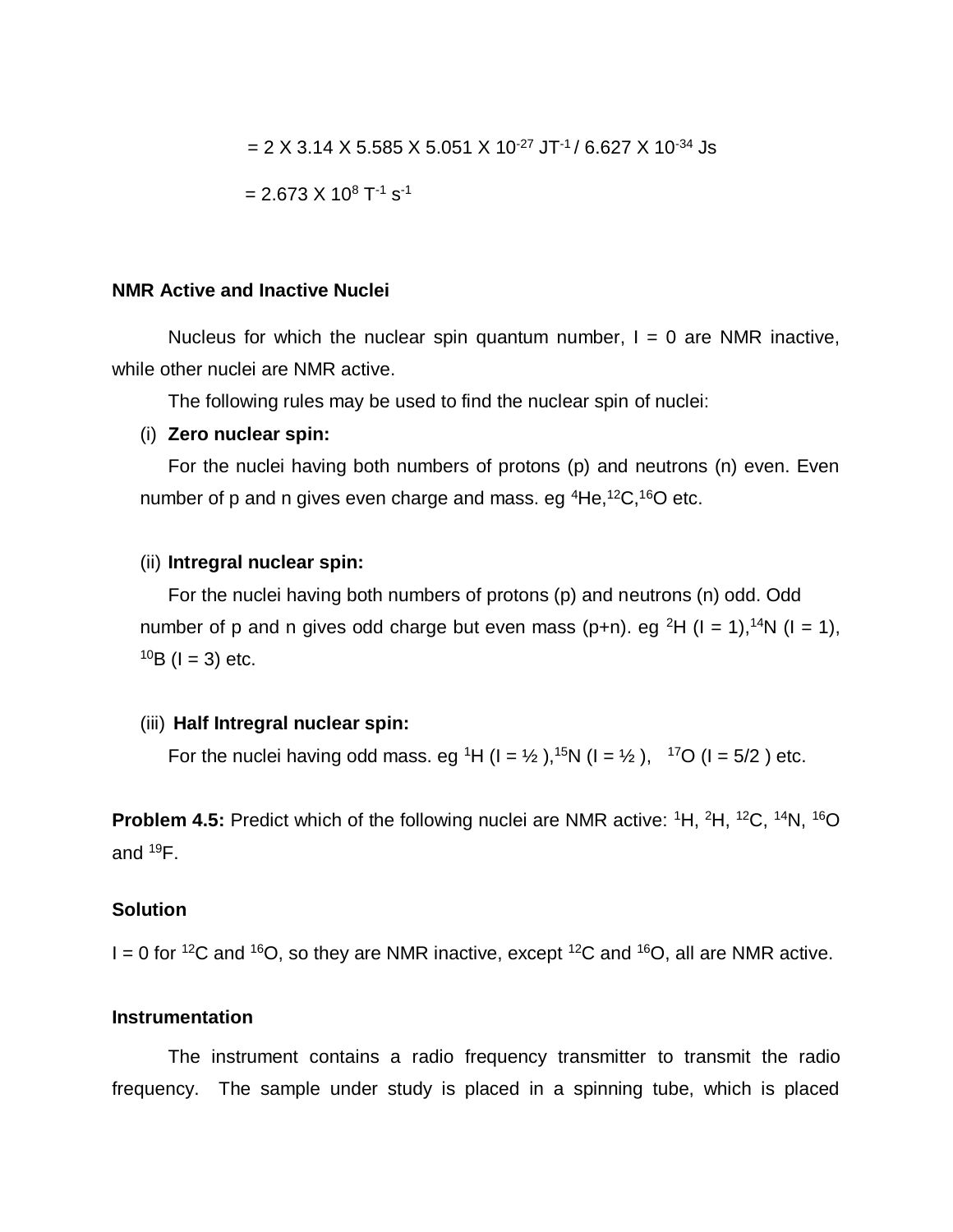$= 2 \times 3.14 \times 5.585 \times 5.051 \times 10^{-27}\ JT^{-1} / 6.627 \times 10^{-34}\ Js$

$= 2.673 \times 10^{8}\ T^{-1}\ s^{-1}$

**NMR Active and Inactive Nuclei**

Nucleus for which the nuclear spin quantum number, I = 0 are NMR inactive, while other nuclei are NMR active.

The following rules may be used to find the nuclear spin of nuclei:

(i) **Zero nuclear spin:**

For the nuclei having both numbers of protons (p) and neutrons (n) even. Even number of p and n gives even charge and mass. eg $^{4}He$, $^{12}C$, $^{16}O$ etc.

(ii) **Intregral nuclear spin:**

For the nuclei having both numbers of protons (p) and neutrons (n) odd. Odd number of p and n gives odd charge but even mass (p+n). eg $^{2}H$ (I = 1), $^{14}N$ (I = 1), $^{10}B$ (I = 3) etc.

(iii) **Half Intregral nuclear spin:**

For the nuclei having odd mass. eg $^{1}H$ (I = ½ ), $^{15}N$ (I = ½ ), $^{17}O$ (I = 5/2 ) etc.

**Problem 4.5:** Predict which of the following nuclei are NMR active: $^{1}H$, $^{2}H$, $^{12}C$, $^{14}N$, $^{16}O$ and $^{19}F$.

**Solution**

I = 0 for $^{12}C$ and $^{16}O$, so they are NMR inactive, except $^{12}C$ and $^{16}O$, all are NMR active.

**Instrumentation**

The instrument contains a radio frequency transmitter to transmit the radio frequency. The sample under study is placed in a spinning tube, which is placed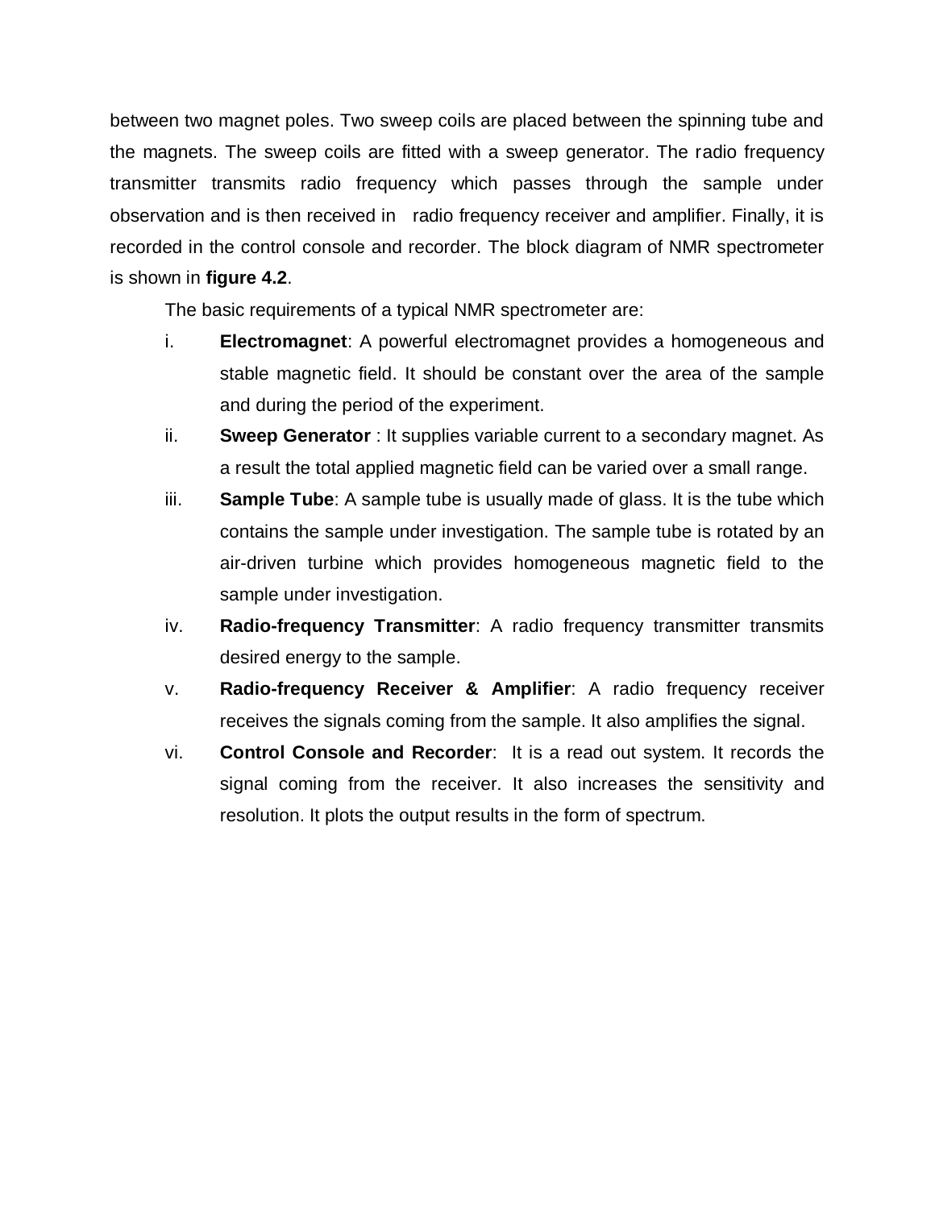between two magnet poles. Two sweep coils are placed between the spinning tube and the magnets. The sweep coils are fitted with a sweep generator. The radio frequency transmitter transmits radio frequency which passes through the sample under observation and is then received in radio frequency receiver and amplifier. Finally, it is recorded in the control console and recorder. The block diagram of NMR spectrometer is shown in **figure 4.2**.

The basic requirements of a typical NMR spectrometer are:

i. **Electromagnet**: A powerful electromagnet provides a homogeneous and stable magnetic field. It should be constant over the area of the sample and during the period of the experiment.

ii. **Sweep Generator** : It supplies variable current to a secondary magnet. As a result the total applied magnetic field can be varied over a small range.

iii. **Sample Tube**: A sample tube is usually made of glass. It is the tube which contains the sample under investigation. The sample tube is rotated by an air-driven turbine which provides homogeneous magnetic field to the sample under investigation.

iv. **Radio-frequency Transmitter**: A radio frequency transmitter transmits desired energy to the sample.

v. **Radio-frequency Receiver & Amplifier**: A radio frequency receiver receives the signals coming from the sample. It also amplifies the signal.

vi. **Control Console and Recorder**: It is a read out system. It records the signal coming from the receiver. It also increases the sensitivity and resolution. It plots the output results in the form of spectrum.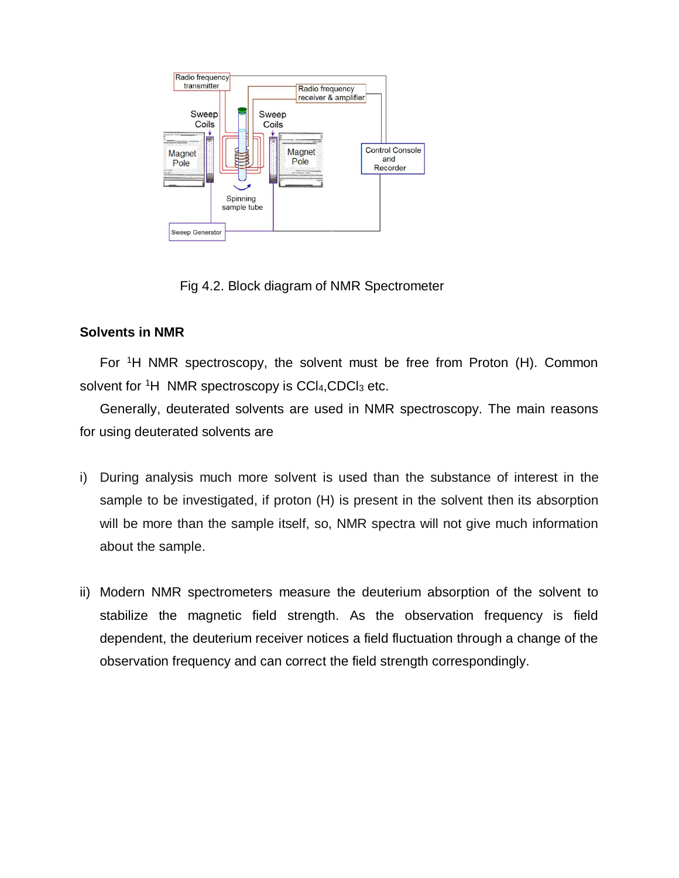Fig 4.2. Block diagram of NMR Spectrometer

## Solvents in NMR

For $^1H$ NMR spectroscopy, the solvent must be free from Proton (H). Common solvent for $^1H$ NMR spectroscopy is $CCl_4$,$CDCl_3$ etc.

Generally, deuterated solvents are used in NMR spectroscopy. The main reasons for using deuterated solvents are

i) During analysis much more solvent is used than the substance of interest in the sample to be investigated, if proton (H) is present in the solvent then its absorption will be more than the sample itself, so, NMR spectra will not give much information about the sample.

ii) Modern NMR spectrometers measure the deuterium absorption of the solvent to stabilize the magnetic field strength. As the observation frequency is field dependent, the deuterium receiver notices a field fluctuation through a change of the observation frequency and can correct the field strength correspondingly.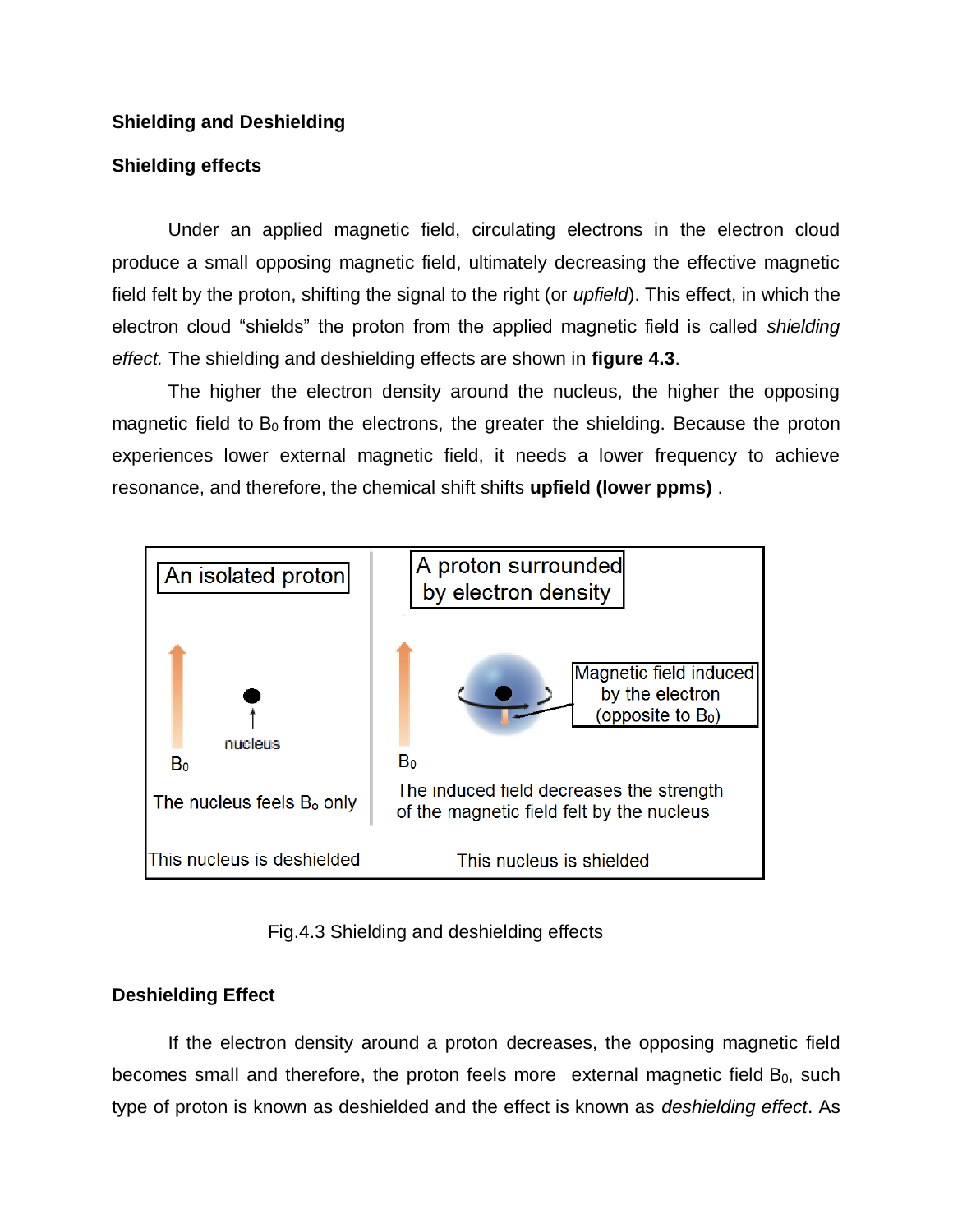**Shielding and Deshielding**

**Shielding effects**

Under an applied magnetic field, circulating electrons in the electron cloud produce a small opposing magnetic field, ultimately decreasing the effective magnetic field felt by the proton, shifting the signal to the right (or *upfield*). This effect, in which the electron cloud "shields" the proton from the applied magnetic field is called *shielding effect.* The shielding and deshielding effects are shown in **figure 4.3**.

The higher the electron density around the nucleus, the higher the opposing magnetic field to $B_0$ from the electrons, the greater the shielding. Because the proton experiences lower external magnetic field, it needs a lower frequency to achieve resonance, and therefore, the chemical shift shifts **upfield (lower ppms)** .

An isolated proton

nucleus

$B_0$

The nucleus feels $B_o$ only

This nucleus is deshielded

A proton surrounded by electron density

Magnetic field induced by the electron (opposite to $B_0$)

$B_0$

The induced field decreases the strength of the magnetic field felt by the nucleus

This nucleus is shielded

Fig.4.3 Shielding and deshielding effects

**Deshielding Effect**

If the electron density around a proton decreases, the opposing magnetic field becomes small and therefore, the proton feels more external magnetic field $B_0$, such type of proton is known as deshielded and the effect is known as *deshielding effect*. As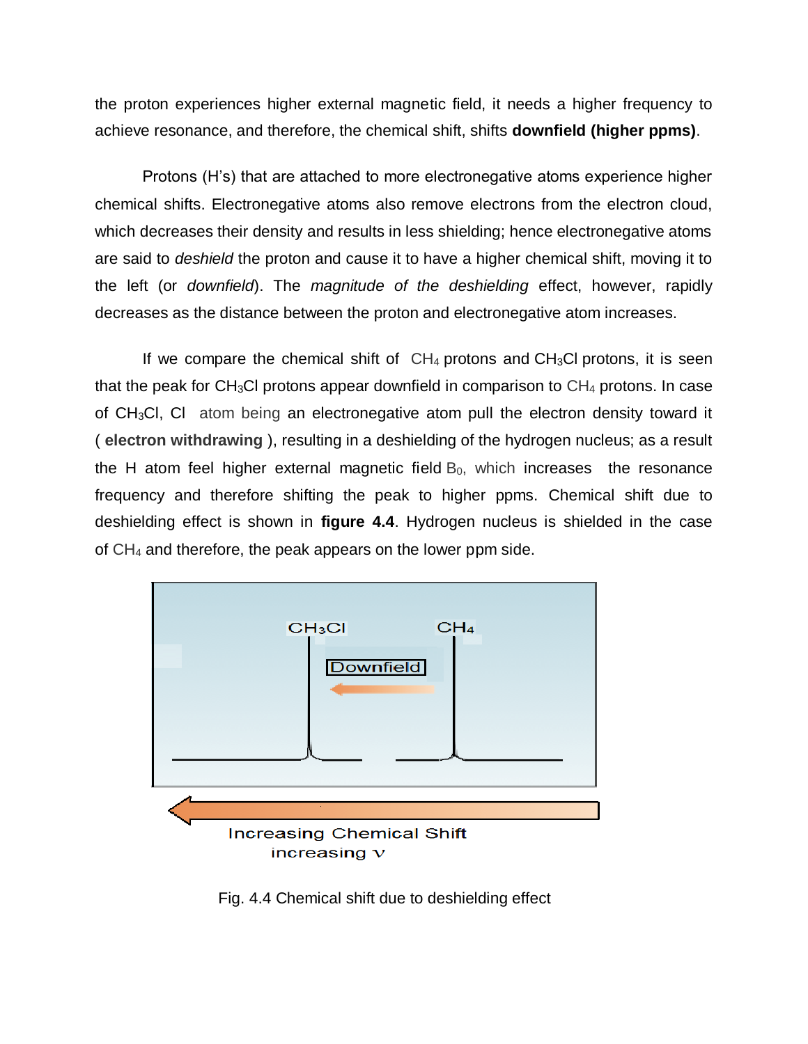the proton experiences higher external magnetic field, it needs a higher frequency to achieve resonance, and therefore, the chemical shift, shifts **downfield (higher ppms)**.

Protons (H's) that are attached to more electronegative atoms experience higher chemical shifts. Electronegative atoms also remove electrons from the electron cloud, which decreases their density and results in less shielding; hence electronegative atoms are said to *deshield* the proton and cause it to have a higher chemical shift, moving it to the left (or *downfield*). The *magnitude of the deshielding* effect, however, rapidly decreases as the distance between the proton and electronegative atom increases.

If we compare the chemical shift of $CH_4$ protons and $CH_3Cl$ protons, it is seen that the peak for $CH_3Cl$ protons appear downfield in comparison to $CH_4$ protons. In case of $CH_3Cl$, Cl atom being an electronegative atom pull the electron density toward it ( **electron withdrawing** ), resulting in a deshielding of the hydrogen nucleus; as a result the H atom feel higher external magnetic field $B_0$, which increases the resonance frequency and therefore shifting the peak to higher ppms. Chemical shift due to deshielding effect is shown in **figure 4.4**. Hydrogen nucleus is shielded in the case of $CH_4$ and therefore, the peak appears on the lower ppm side.

Fig. 4.4 Chemical shift due to deshielding effect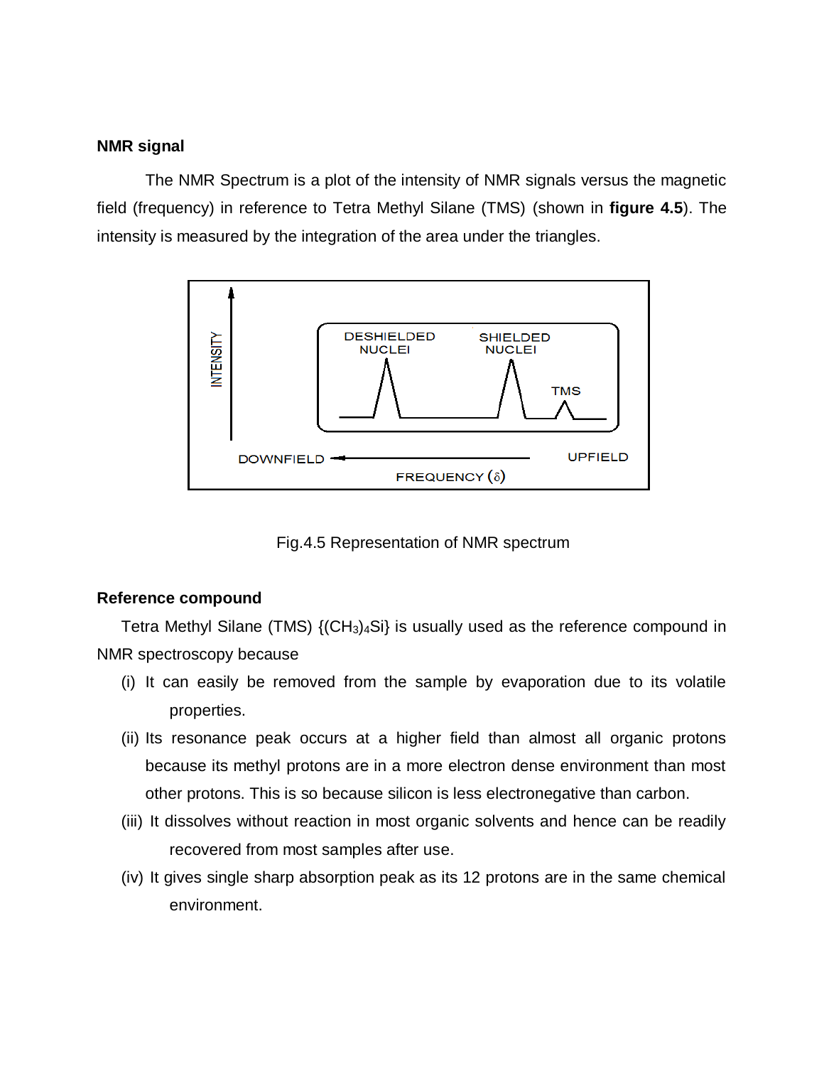**NMR signal**

The NMR Spectrum is a plot of the intensity of NMR signals versus the magnetic field (frequency) in reference to Tetra Methyl Silane (TMS) (shown in **figure 4.5**). The intensity is measured by the integration of the area under the triangles.

Fig.4.5 Representation of NMR spectrum

**Reference compound**

Tetra Methyl Silane (TMS) {$(CH_3)_4Si$} is usually used as the reference compound in NMR spectroscopy because

(i) It can easily be removed from the sample by evaporation due to its volatile properties.

(ii) Its resonance peak occurs at a higher field than almost all organic protons because its methyl protons are in a more electron dense environment than most other protons. This is so because silicon is less electronegative than carbon.

(iii) It dissolves without reaction in most organic solvents and hence can be readily recovered from most samples after use.

(iv) It gives single sharp absorption peak as its 12 protons are in the same chemical environment.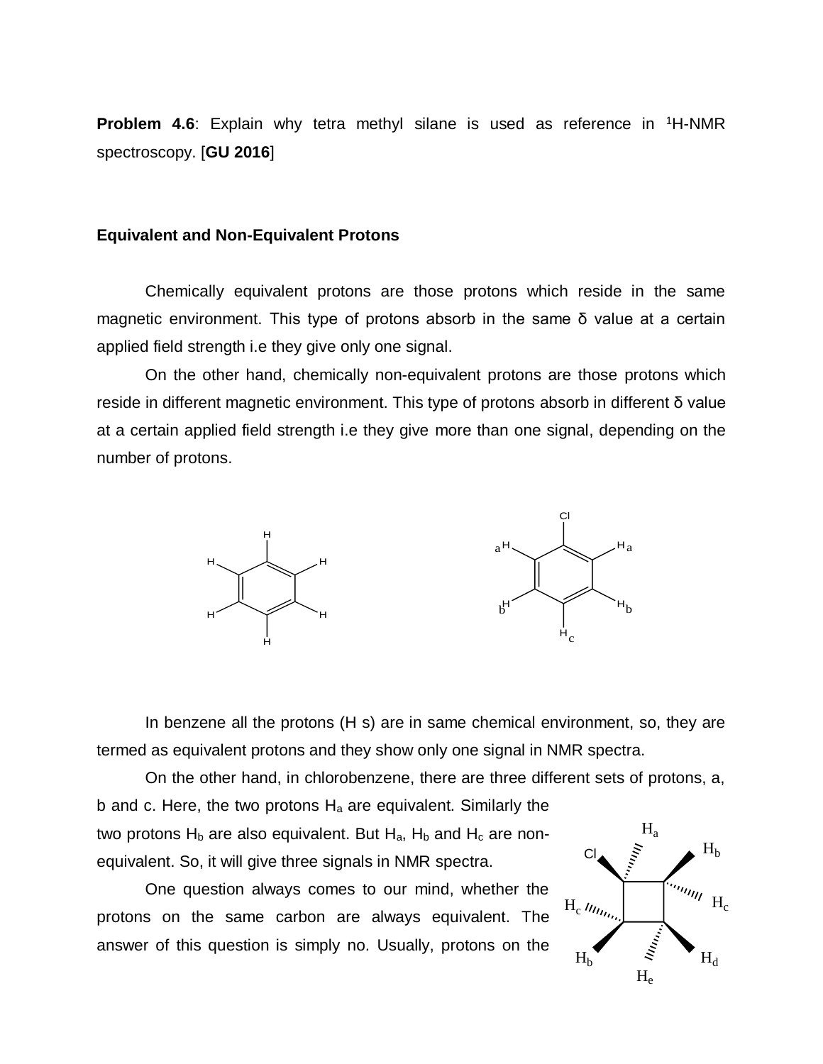**Problem 4.6**: Explain why tetra methyl silane is used as reference in [1]H-NMR spectroscopy. [**GU 2016**]

**Equivalent and Non-Equivalent Protons**

Chemically equivalent protons are those protons which reside in the same magnetic environment. This type of protons absorb in the same δ value at a certain applied field strength i.e they give only one signal.

On the other hand, chemically non-equivalent protons are those protons which reside in different magnetic environment. This type of protons absorb in different δ value at a certain applied field strength i.e they give more than one signal, depending on the number of protons.

In benzene all the protons (H s) are in same chemical environment, so, they are termed as equivalent protons and they show only one signal in NMR spectra.

On the other hand, in chlorobenzene, there are three different sets of protons, a, b and c. Here, the two protons $H_a$ are equivalent. Similarly the two protons $H_b$ are also equivalent. But $H_a$, $H_b$ and $H_c$ are non-equivalent. So, it will give three signals in NMR spectra.

One question always comes to our mind, whether the protons on the same carbon are always equivalent. The answer of this question is simply no. Usually, protons on the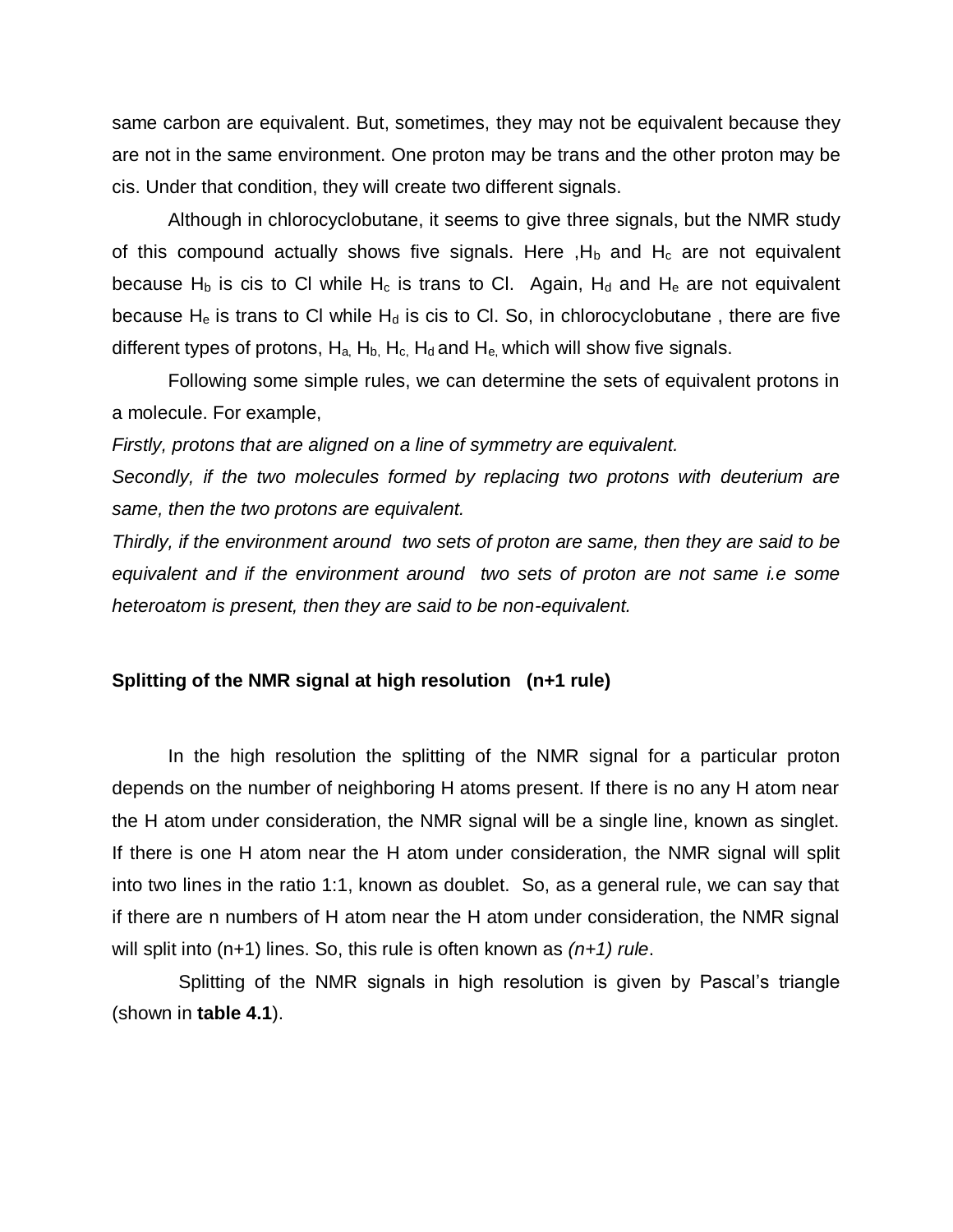same carbon are equivalent. But, sometimes, they may not be equivalent because they are not in the same environment. One proton may be trans and the other proton may be cis. Under that condition, they will create two different signals.

Although in chlorocyclobutane, it seems to give three signals, but the NMR study of this compound actually shows five signals. Here ,$H_b$ and $H_c$ are not equivalent because $H_b$ is cis to Cl while $H_c$ is trans to Cl. Again, $H_d$ and $H_e$ are not equivalent because $H_e$ is trans to Cl while $H_d$ is cis to Cl. So, in chlorocyclobutane , there are five different types of protons, $H_a$, $H_b$, $H_c$, $H_d$ and $H_e$, which will show five signals.

Following some simple rules, we can determine the sets of equivalent protons in a molecule. For example,

*Firstly, protons that are aligned on a line of symmetry are equivalent.*

*Secondly, if the two molecules formed by replacing two protons with deuterium are same, then the two protons are equivalent.*

*Thirdly, if the environment around two sets of proton are same, then they are said to be equivalent and if the environment around two sets of proton are not same i.e some heteroatom is present, then they are said to be non-equivalent.*

**Splitting of the NMR signal at high resolution (n+1 rule)**

In the high resolution the splitting of the NMR signal for a particular proton depends on the number of neighboring H atoms present. If there is no any H atom near the H atom under consideration, the NMR signal will be a single line, known as singlet. If there is one H atom near the H atom under consideration, the NMR signal will split into two lines in the ratio 1:1, known as doublet. So, as a general rule, we can say that if there are n numbers of H atom near the H atom under consideration, the NMR signal will split into (n+1) lines. So, this rule is often known as *(n+1) rule*.

Splitting of the NMR signals in high resolution is given by Pascal's triangle (shown in **table 4.1**).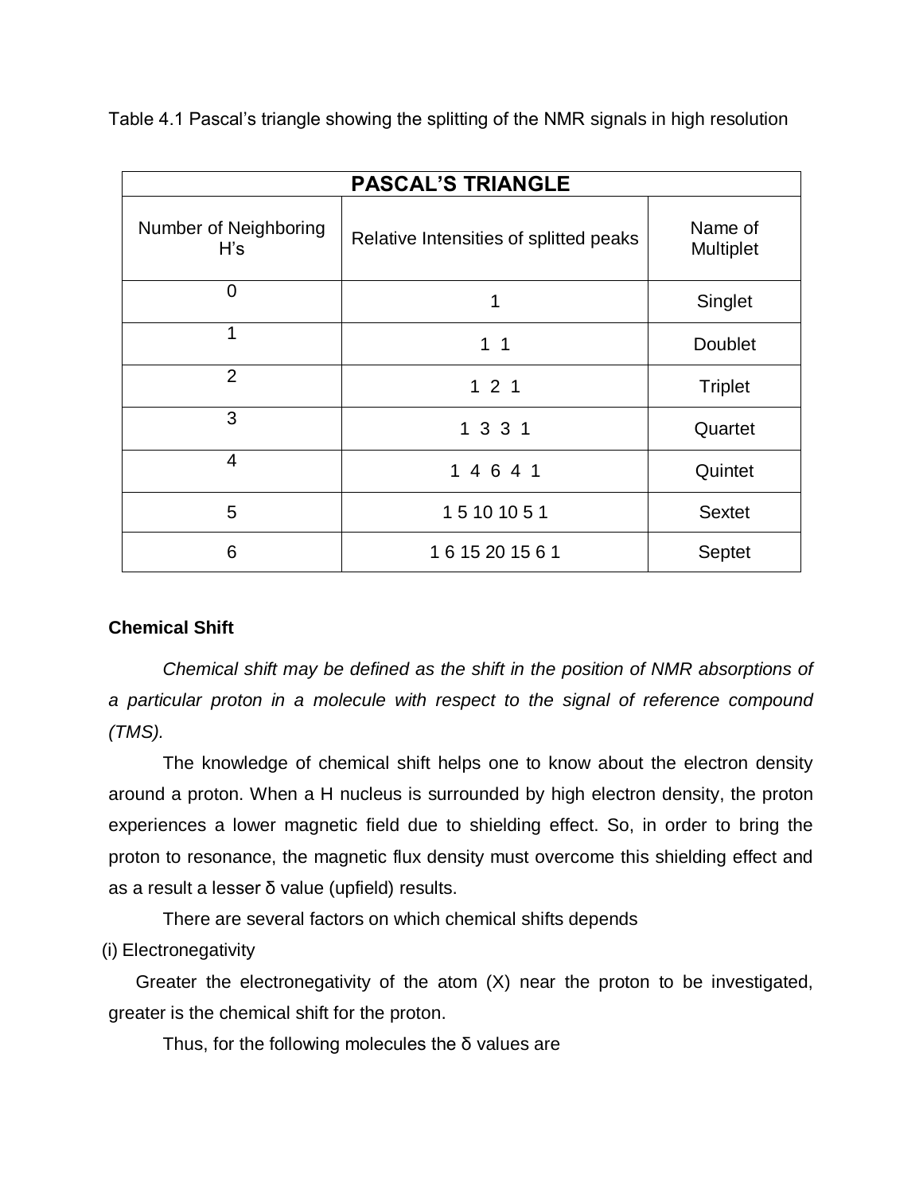Table 4.1 Pascal's triangle showing the splitting of the NMR signals in high resolution

| PASCAL'S TRIANGLE | | |
|---|---|---|
| Number of Neighboring H's | Relative Intensities of splitted peaks | Name of Multiplet |
| 0 | 1 | Singlet |
| 1 | 1 1 | Doublet |
| 2 | 1 2 1 | Triplet |
| 3 | 1 3 3 1 | Quartet |
| 4 | 1 4 6 4 1 | Quintet |
| 5 | 1 5 10 10 5 1 | Sextet |
| 6 | 1 6 15 20 15 6 1 | Septet |

**Chemical Shift**

*Chemical shift may be defined as the shift in the position of NMR absorptions of a particular proton in a molecule with respect to the signal of reference compound (TMS).*

The knowledge of chemical shift helps one to know about the electron density around a proton. When a H nucleus is surrounded by high electron density, the proton experiences a lower magnetic field due to shielding effect. So, in order to bring the proton to resonance, the magnetic flux density must overcome this shielding effect and as a result a lesser δ value (upfield) results.

There are several factors on which chemical shifts depends

(i) Electronegativity

Greater the electronegativity of the atom (X) near the proton to be investigated, greater is the chemical shift for the proton.

Thus, for the following molecules the δ values are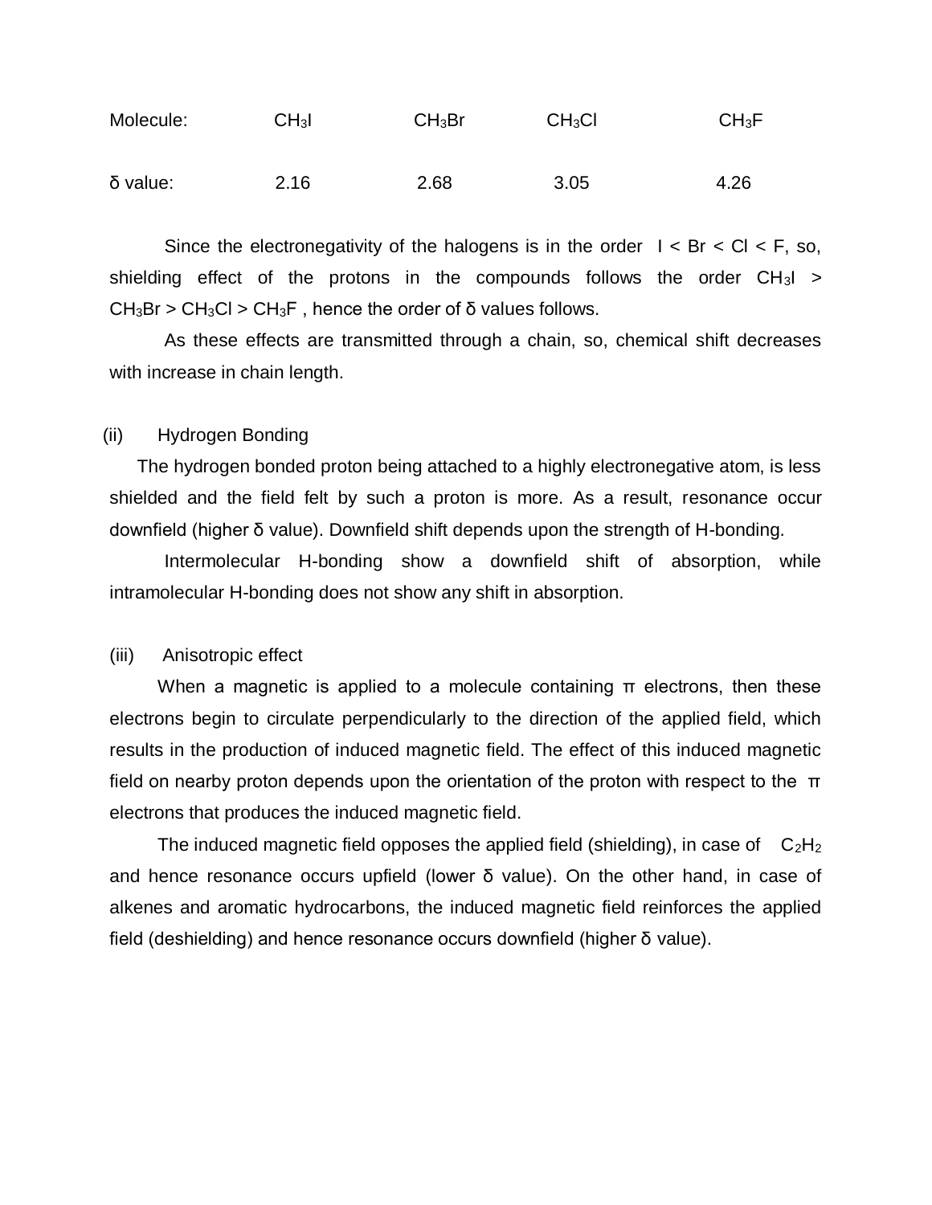| Molecule: | $CH_3I$ | $CH_3Br$ | $CH_3Cl$ | $CH_3F$ |
|---|---|---|---|---|
| δ value: | 2.16 | 2.68 | 3.05 | 4.26 |

Since the electronegativity of the halogens is in the order I < Br < Cl < F, so, shielding effect of the protons in the compounds follows the order $CH_3I$ > $CH_3Br$ > $CH_3Cl$ > $CH_3F$ , hence the order of δ values follows.

As these effects are transmitted through a chain, so, chemical shift decreases with increase in chain length.

(ii) Hydrogen Bonding

The hydrogen bonded proton being attached to a highly electronegative atom, is less shielded and the field felt by such a proton is more. As a result, resonance occur downfield (higher δ value). Downfield shift depends upon the strength of H-bonding.

Intermolecular H-bonding show a downfield shift of absorption, while intramolecular H-bonding does not show any shift in absorption.

(iii) Anisotropic effect

When a magnetic is applied to a molecule containing π electrons, then these electrons begin to circulate perpendicularly to the direction of the applied field, which results in the production of induced magnetic field. The effect of this induced magnetic field on nearby proton depends upon the orientation of the proton with respect to the π electrons that produces the induced magnetic field.

The induced magnetic field opposes the applied field (shielding), in case of $C_2H_2$ and hence resonance occurs upfield (lower δ value). On the other hand, in case of alkenes and aromatic hydrocarbons, the induced magnetic field reinforces the applied field (deshielding) and hence resonance occurs downfield (higher δ value).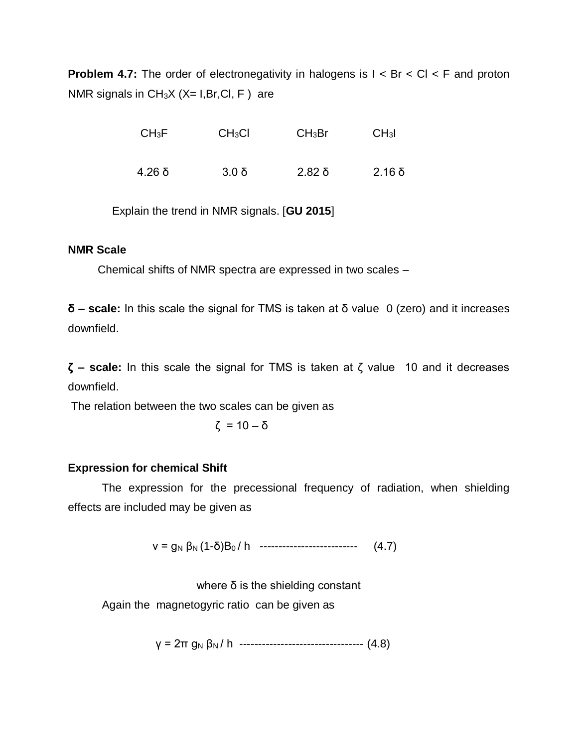**Problem 4.7:** The order of electronegativity in halogens is I < Br < Cl < F and proton NMR signals in $CH_3X$ (X= I,Br,Cl, F ) are

| $CH_3F$ | $CH_3Cl$ | $CH_3Br$ | $CH_3I$ |
|---|---|---|---|
| 4.26 δ | 3.0 δ | 2.82 δ | 2.16 δ |

Explain the trend in NMR signals. [**GU 2015**]

**NMR Scale**

Chemical shifts of NMR spectra are expressed in two scales –

**δ – scale:** In this scale the signal for TMS is taken at δ value 0 (zero) and it increases downfield.

**ζ – scale:** In this scale the signal for TMS is taken at ζ value 10 and it decreases downfield.

The relation between the two scales can be given as

$$\zeta = 10 - \delta$$

**Expression for chemical Shift**

The expression for the precessional frequency of radiation, when shielding effects are included may be given as

$$v = g_N \beta_N (1-\delta)B_0 / h \quad \text{-------------------------} \quad (4.7)$$

where δ is the shielding constant

Again the magnetogyric ratio can be given as

$$\gamma = 2\pi g_N \beta_N / h \quad \text{--------------------------------} \quad (4.8)$$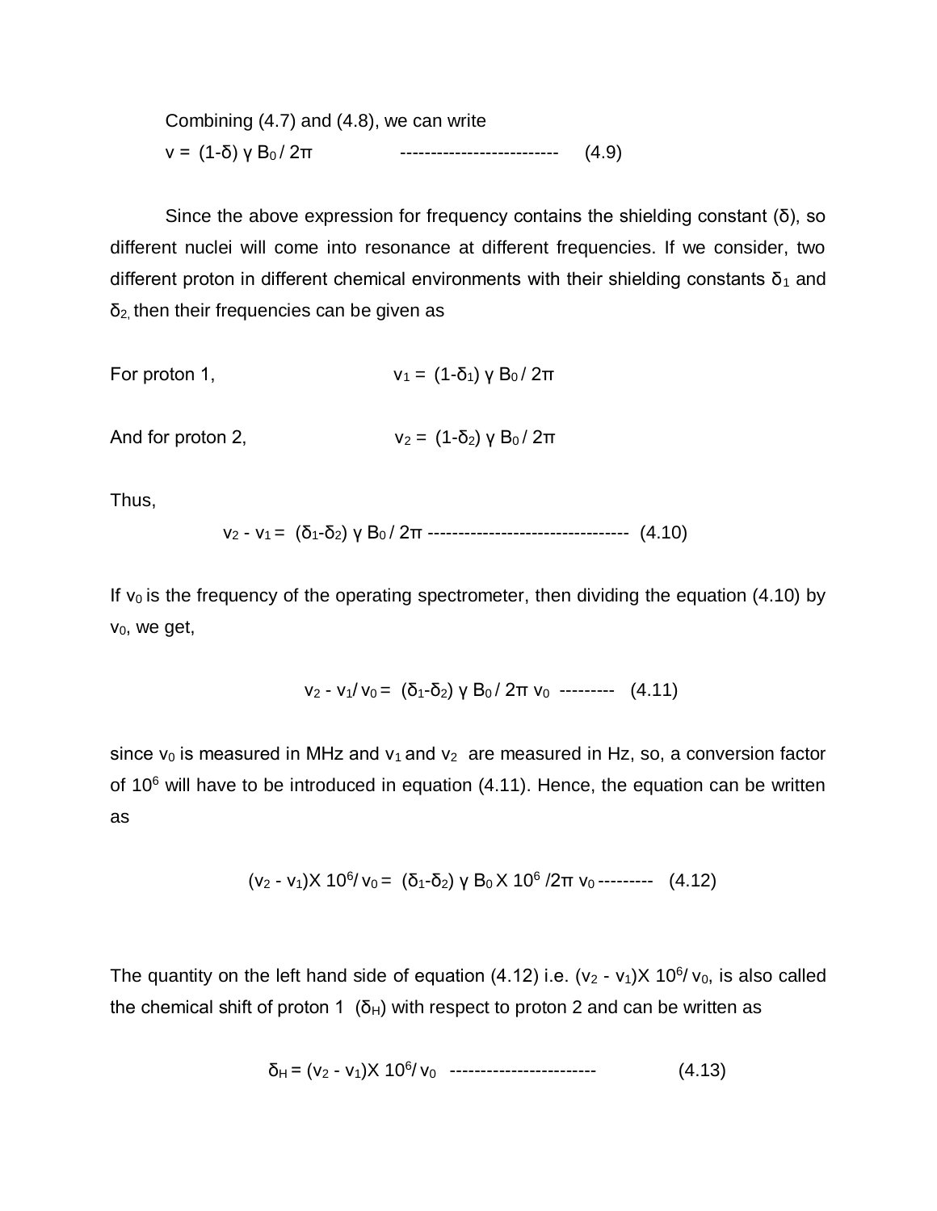Combining (4.7) and (4.8), we can write

$$v = (1-\delta)\, \gamma\, B_0 / 2\pi \quad \text{--------------------------} \quad (4.9)$$

Since the above expression for frequency contains the shielding constant ($\delta$), so different nuclei will come into resonance at different frequencies. If we consider, two different proton in different chemical environments with their shielding constants $\delta_1$ and $\delta_2$, then their frequencies can be given as

For proton 1, $\quad v_1 = (1-\delta_1)\, \gamma\, B_0 / 2\pi$

And for proton 2, $\quad v_2 = (1-\delta_2)\, \gamma\, B_0 / 2\pi$

Thus,

$$v_2 - v_1 = (\delta_1-\delta_2)\, \gamma\, B_0 / 2\pi \quad \text{---------------------------------} \quad (4.10)$$

If $v_0$ is the frequency of the operating spectrometer, then dividing the equation (4.10) by $v_0$, we get,

$$v_2 - v_1 / v_0 = (\delta_1-\delta_2)\, \gamma\, B_0 / 2\pi\, v_0 \quad \text{---------} \quad (4.11)$$

since $v_0$ is measured in MHz and $v_1$ and $v_2$ are measured in Hz, so, a conversion factor of $10^6$ will have to be introduced in equation (4.11). Hence, the equation can be written as

$$(v_2 - v_1) \times 10^6 / v_0 = (\delta_1-\delta_2)\, \gamma\, B_0 \times 10^6 / 2\pi\, v_0 \quad \text{---------} \quad (4.12)$$

The quantity on the left hand side of equation (4.12) i.e. $(v_2 - v_1) \times 10^6 / v_0$, is also called the chemical shift of proton 1 ($\delta_H$) with respect to proton 2 and can be written as

$$\delta_H = (v_2 - v_1) \times 10^6 / v_0 \quad \text{------------------------} \quad (4.13)$$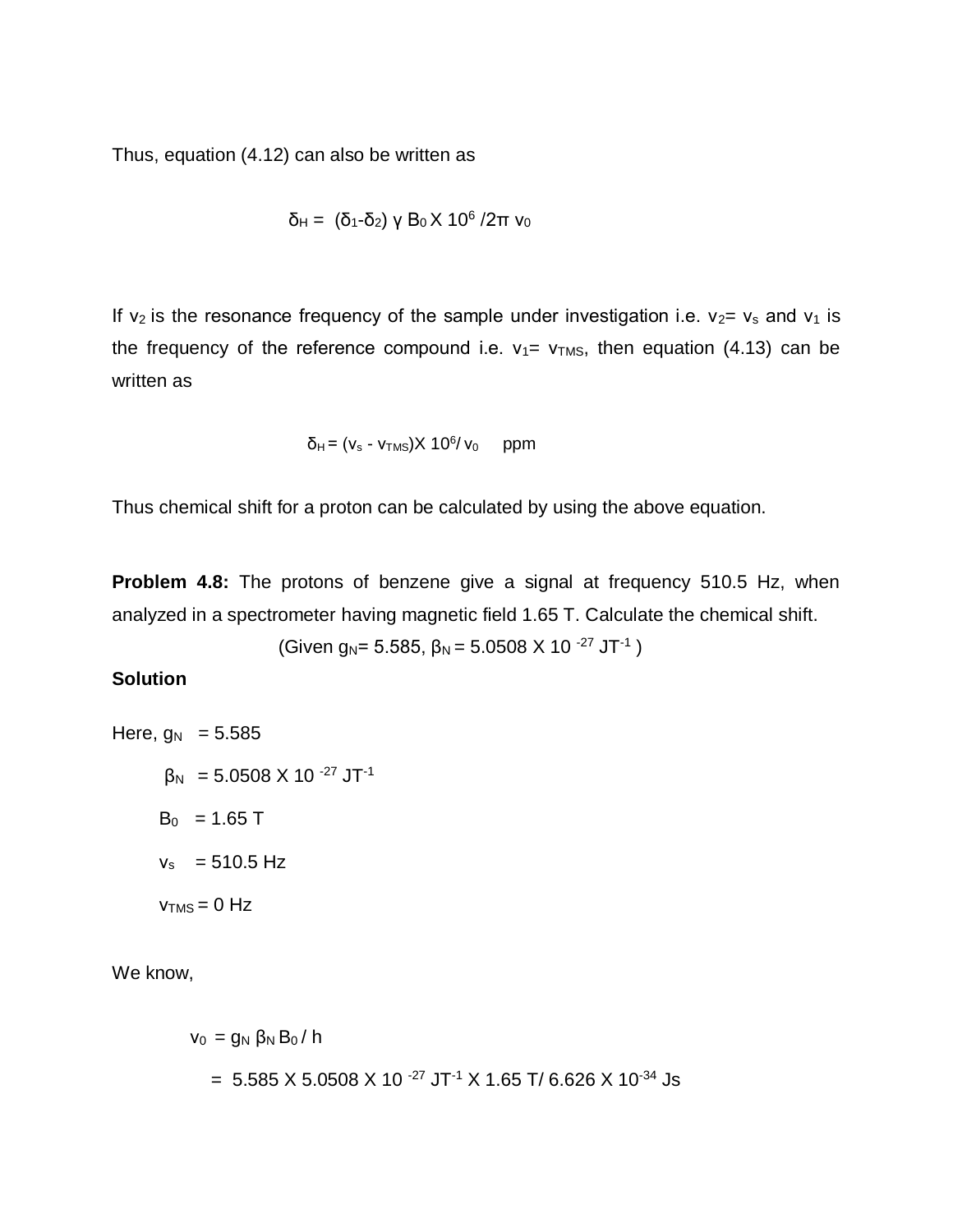Thus, equation (4.12) can also be written as

$$\delta_H = (\delta_1 - \delta_2)\ \gamma\ B_0 \times 10^6 / 2\pi\ v_0$$

If $v_2$ is the resonance frequency of the sample under investigation i.e. $v_2 = v_s$ and $v_1$ is the frequency of the reference compound i.e. $v_1 = v_{TMS}$, then equation (4.13) can be written as

$$\delta_H = (v_s - v_{TMS}) \times 10^6 / v_0 \quad \text{ppm}$$

Thus chemical shift for a proton can be calculated by using the above equation.

**Problem 4.8:** The protons of benzene give a signal at frequency 510.5 Hz, when analyzed in a spectrometer having magnetic field 1.65 T. Calculate the chemical shift.

(Given $g_N$= 5.585, $\beta_N$ = 5.0508 X $10^{-27}$ $JT^{-1}$ )

**Solution**

Here, $g_N$ = 5.585

$\beta_N$ = 5.0508 X $10^{-27}$ $JT^{-1}$

$B_0$ = 1.65 T

$v_s$ = 510.5 Hz

$v_{TMS}$ = 0 Hz

We know,

$$v_0 = g_N\ \beta_N\ B_0 / h$$

$$= 5.585 \times 5.0508 \times 10^{-27}\ JT^{-1} \times 1.65\ T / 6.626 \times 10^{-34}\ Js$$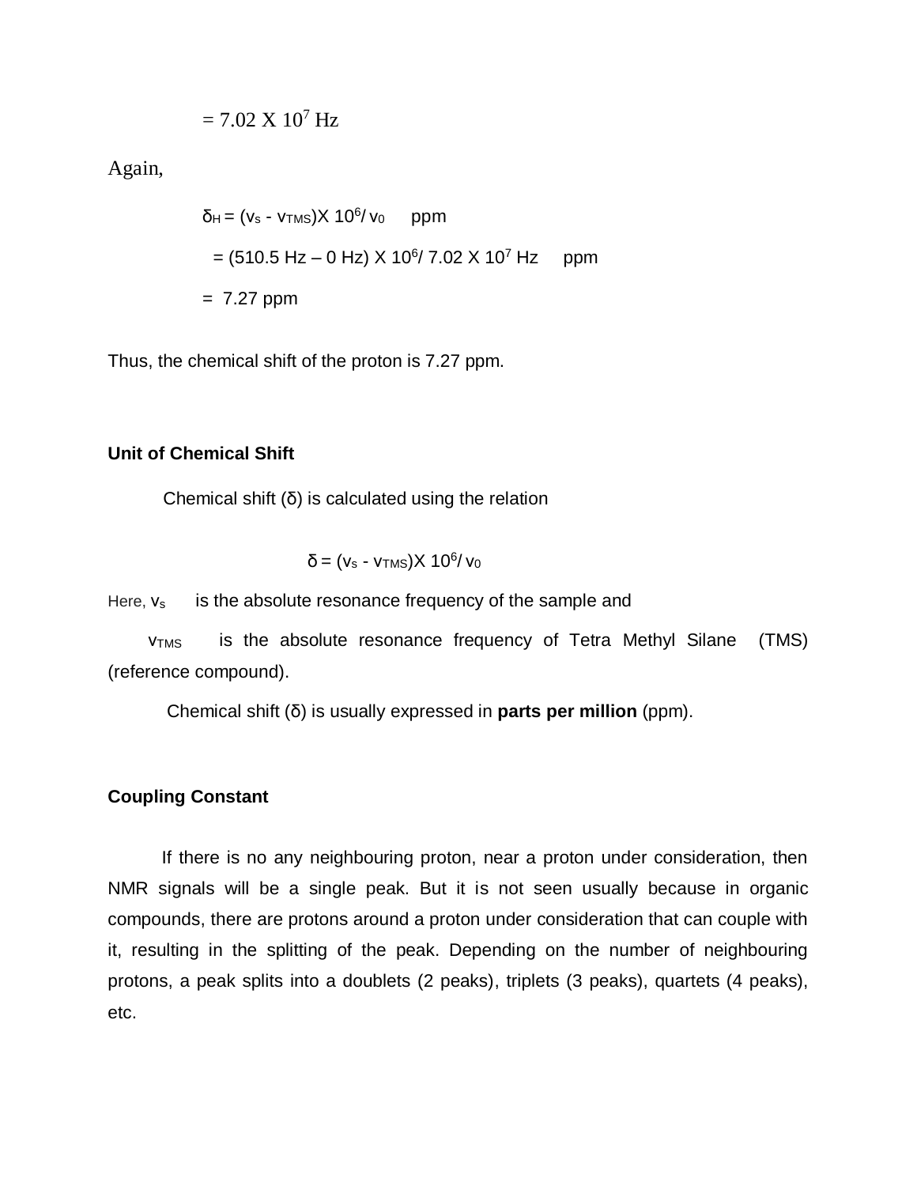$$= 7.02 \times 10^7 \text{ Hz}$$

Again,

$$\delta_H = (v_s - v_{TMS}) \times 10^6 / v_0 \quad \text{ppm}$$

$$= (510.5 \text{ Hz} - 0 \text{ Hz}) \times 10^6 / 7.02 \times 10^7 \text{ Hz} \quad \text{ppm}$$

$$= 7.27 \text{ ppm}$$

Thus, the chemical shift of the proton is 7.27 ppm.

**Unit of Chemical Shift**

Chemical shift (δ) is calculated using the relation

$$\delta = (v_s - v_{TMS}) \times 10^6 / v_0$$

Here, $v_s$ is the absolute resonance frequency of the sample and

$v_{TMS}$ is the absolute resonance frequency of Tetra Methyl Silane (TMS) (reference compound).

Chemical shift (δ) is usually expressed in **parts per million** (ppm).

**Coupling Constant**

If there is no any neighbouring proton, near a proton under consideration, then NMR signals will be a single peak. But it is not seen usually because in organic compounds, there are protons around a proton under consideration that can couple with it, resulting in the splitting of the peak. Depending on the number of neighbouring protons, a peak splits into a doublets (2 peaks), triplets (3 peaks), quartets (4 peaks), etc.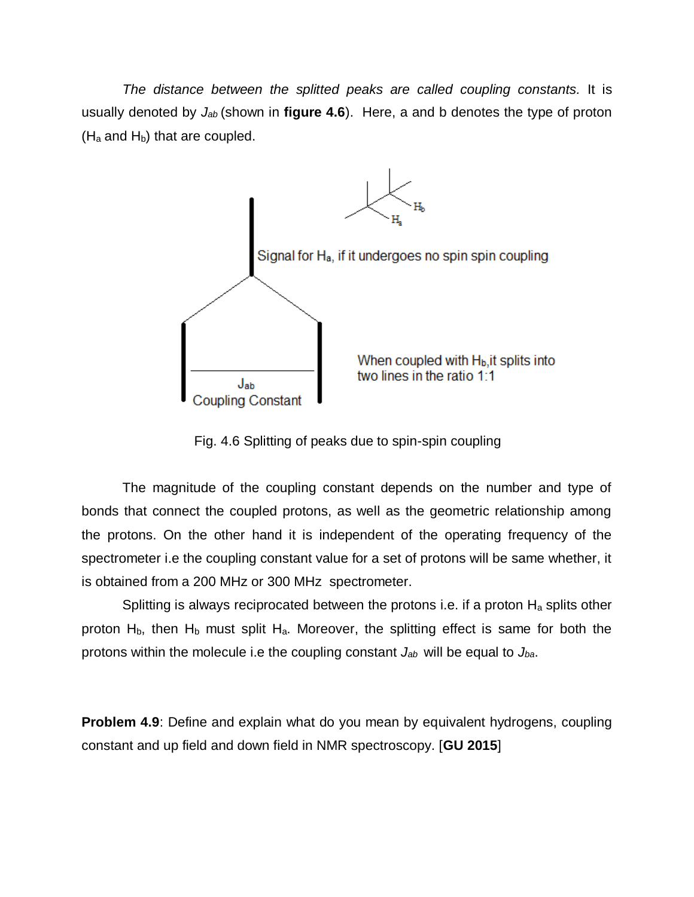*The distance between the splitted peaks are called coupling constants.* It is usually denoted by $J_{ab}$ (shown in **figure 4.6**). Here, a and b denotes the type of proton ($H_a$ and $H_b$) that are coupled.

Fig. 4.6 Splitting of peaks due to spin-spin coupling

The magnitude of the coupling constant depends on the number and type of bonds that connect the coupled protons, as well as the geometric relationship among the protons. On the other hand it is independent of the operating frequency of the spectrometer i.e the coupling constant value for a set of protons will be same whether, it is obtained from a 200 MHz or 300 MHz spectrometer.

Splitting is always reciprocated between the protons i.e. if a proton $H_a$ splits other proton $H_b$, then $H_b$ must split $H_a$. Moreover, the splitting effect is same for both the protons within the molecule i.e the coupling constant $J_{ab}$ will be equal to $J_{ba}$.

**Problem 4.9**: Define and explain what do you mean by equivalent hydrogens, coupling constant and up field and down field in NMR spectroscopy. [**GU 2015**]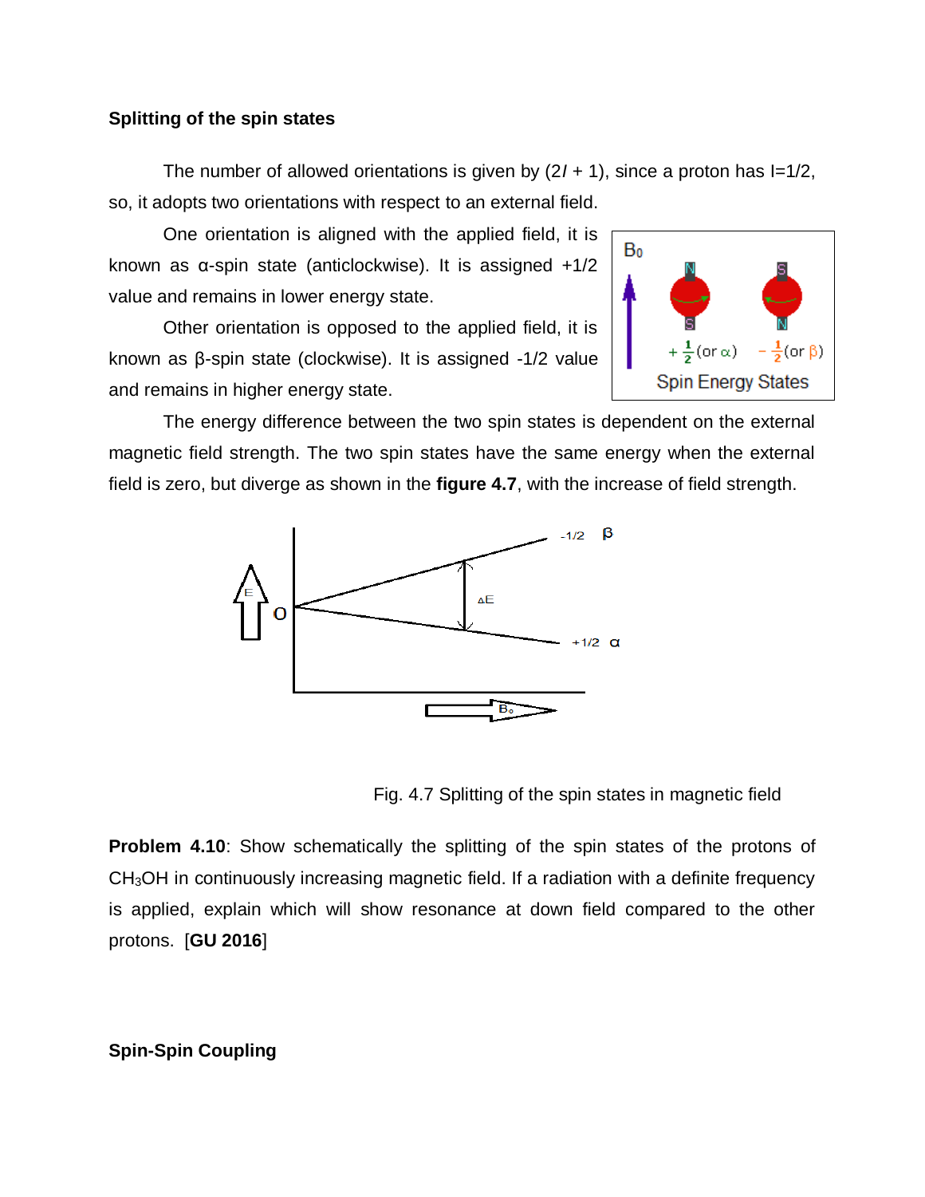### Splitting of the spin states

The number of allowed orientations is given by ($2I + 1$), since a proton has $I=1/2$, so, it adopts two orientations with respect to an external field.

One orientation is aligned with the applied field, it is known as α-spin state (anticlockwise). It is assigned +1/2 value and remains in lower energy state.

Other orientation is opposed to the applied field, it is known as β-spin state (clockwise). It is assigned -1/2 value and remains in higher energy state.

The energy difference between the two spin states is dependent on the external magnetic field strength. The two spin states have the same energy when the external field is zero, but diverge as shown in the **figure 4.7**, with the increase of field strength.

Fig. 4.7 Splitting of the spin states in magnetic field

**Problem 4.10**: Show schematically the splitting of the spin states of the protons of $CH_3OH$ in continuously increasing magnetic field. If a radiation with a definite frequency is applied, explain which will show resonance at down field compared to the other protons. [**GU 2016**]

### Spin-Spin Coupling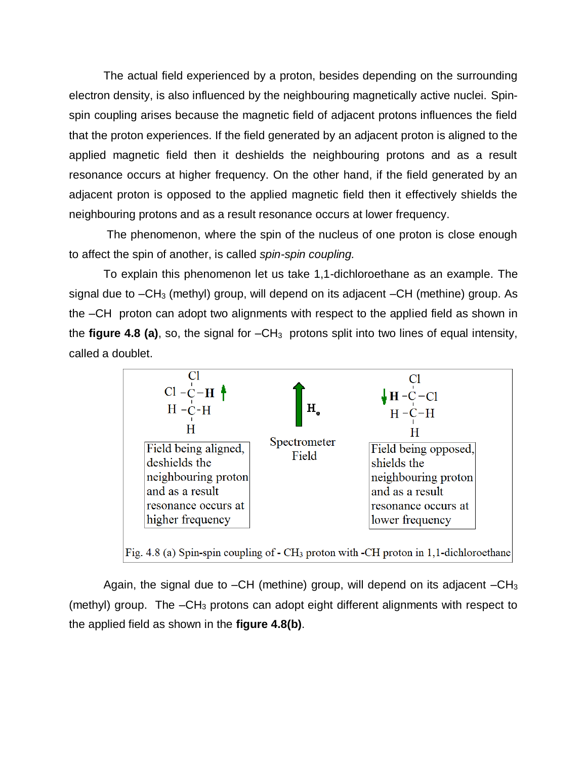The actual field experienced by a proton, besides depending on the surrounding electron density, is also influenced by the neighbouring magnetically active nuclei. Spin-spin coupling arises because the magnetic field of adjacent protons influences the field that the proton experiences. If the field generated by an adjacent proton is aligned to the applied magnetic field then it deshields the neighbouring protons and as a result resonance occurs at higher frequency. On the other hand, if the field generated by an adjacent proton is opposed to the applied magnetic field then it effectively shields the neighbouring protons and as a result resonance occurs at lower frequency.

The phenomenon, where the spin of the nucleus of one proton is close enough to affect the spin of another, is called *spin-spin coupling.*

To explain this phenomenon let us take 1,1-dichloroethane as an example. The signal due to $–CH_3$ (methyl) group, will depend on its adjacent –CH (methine) group. As the –CH proton can adopt two alignments with respect to the applied field as shown in the **figure 4.8 (a)**, so, the signal for $–CH_3$ protons split into two lines of equal intensity, called a doublet.

Field being aligned, deshields the neighbouring proton and as a result resonance occurs at higher frequency

$H_o$

Spectrometer Field

Field being opposed, shields the neighbouring proton and as a result resonance occurs at lower frequency

Fig. 4.8 (a) Spin-spin coupling of - $CH_3$ proton with -CH proton in 1,1-dichloroethane

Again, the signal due to –CH (methine) group, will depend on its adjacent $–CH_3$ (methyl) group. The $–CH_3$ protons can adopt eight different alignments with respect to the applied field as shown in the **figure 4.8(b)**.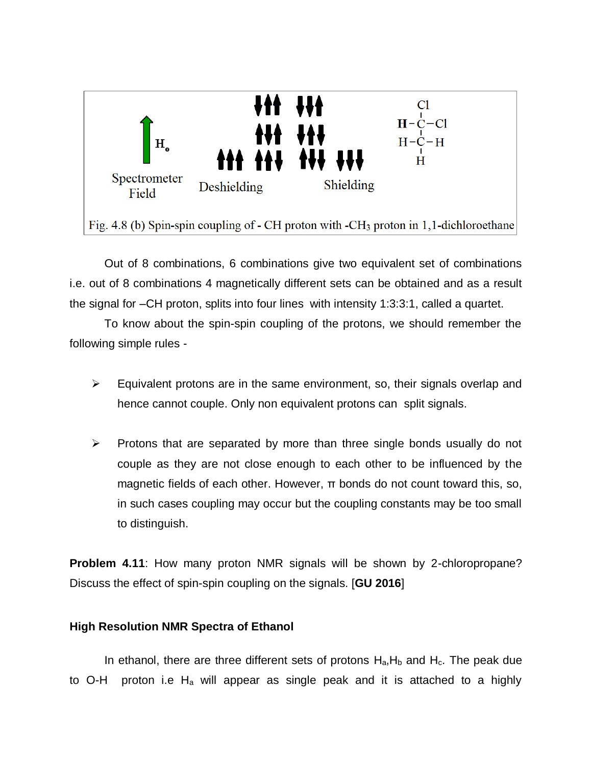Fig. 4.8 (b) Spin-spin coupling of - CH proton with $-CH_3$ proton in 1,1-dichloroethane

Out of 8 combinations, 6 combinations give two equivalent set of combinations i.e. out of 8 combinations 4 magnetically different sets can be obtained and as a result the signal for –CH proton, splits into four lines with intensity 1:3:3:1, called a quartet.

To know about the spin-spin coupling of the protons, we should remember the following simple rules -

- Equivalent protons are in the same environment, so, their signals overlap and hence cannot couple. Only non equivalent protons can split signals.

- Protons that are separated by more than three single bonds usually do not couple as they are not close enough to each other to be influenced by the magnetic fields of each other. However, π bonds do not count toward this, so, in such cases coupling may occur but the coupling constants may be too small to distinguish.

**Problem 4.11**: How many proton NMR signals will be shown by 2-chloropropane? Discuss the effect of spin-spin coupling on the signals. [**GU 2016**]

**High Resolution NMR Spectra of Ethanol**

In ethanol, there are three different sets of protons $H_a$, $H_b$ and $H_c$. The peak due to O-H proton i.e $H_a$ will appear as single peak and it is attached to a highly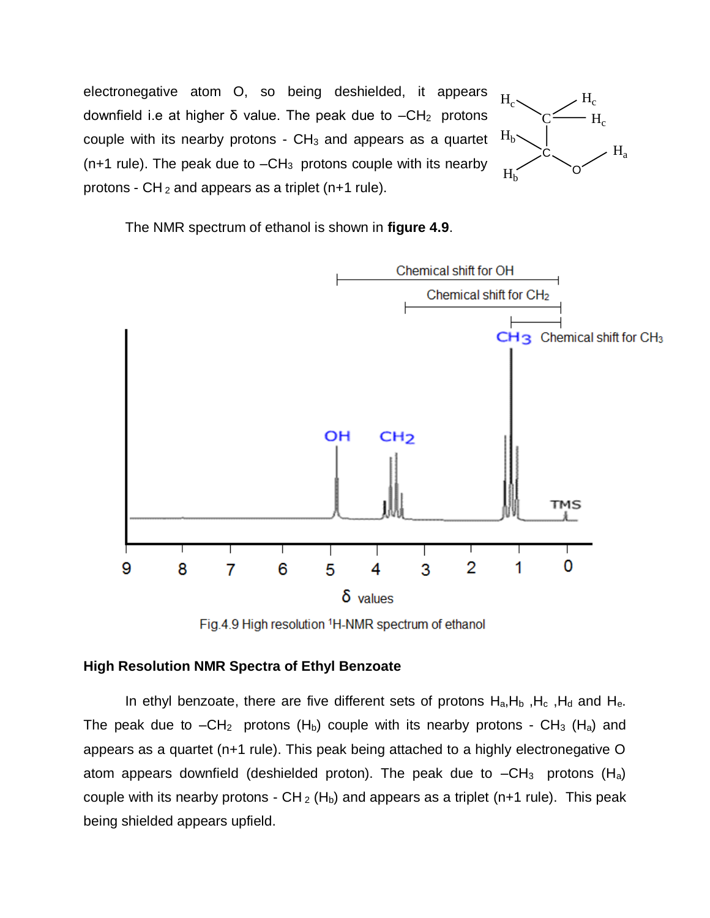electronegative atom O, so being deshielded, it appears downfield i.e at higher δ value. The peak due to $-CH_2$ protons couple with its nearby protons - $CH_3$ and appears as a quartet (n+1 rule). The peak due to $-CH_3$ protons couple with its nearby protons - $CH_2$ and appears as a triplet (n+1 rule).

The NMR spectrum of ethanol is shown in **figure 4.9**.

Fig.4.9 High resolution [1]H-NMR spectrum of ethanol

### High Resolution NMR Spectra of Ethyl Benzoate

In ethyl benzoate, there are five different sets of protons $H_a$, $H_b$, $H_c$, $H_d$ and $H_e$. The peak due to $-CH_2$ protons ($H_b$) couple with its nearby protons - $CH_3$ ($H_a$) and appears as a quartet (n+1 rule). This peak being attached to a highly electronegative O atom appears downfield (deshielded proton). The peak due to $-CH_3$ protons ($H_a$) couple with its nearby protons - $CH_2$ ($H_b$) and appears as a triplet (n+1 rule). This peak being shielded appears upfield.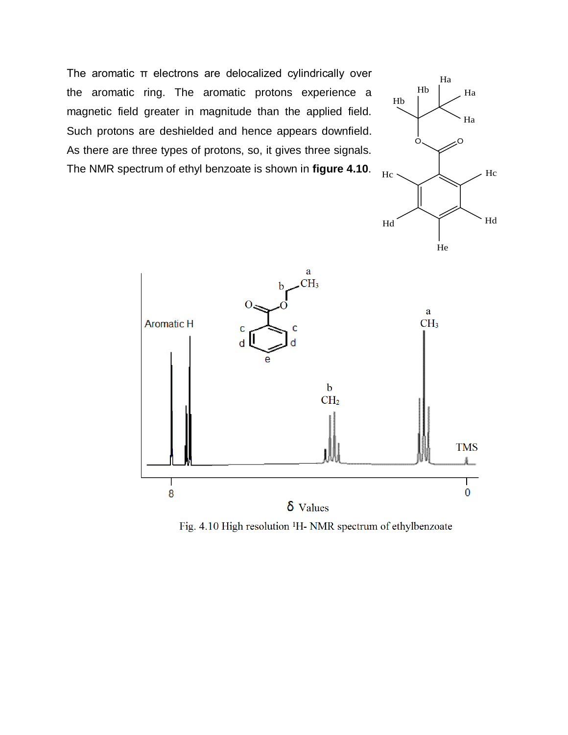The aromatic π electrons are delocalized cylindrically over the aromatic ring. The aromatic protons experience a magnetic field greater in magnitude than the applied field. Such protons are deshielded and hence appears downfield. As there are three types of protons, so, it gives three signals. The NMR spectrum of ethyl benzoate is shown in **figure 4.10**.

Fig. 4.10 High resolution $^1$H- NMR spectrum of ethylbenzoate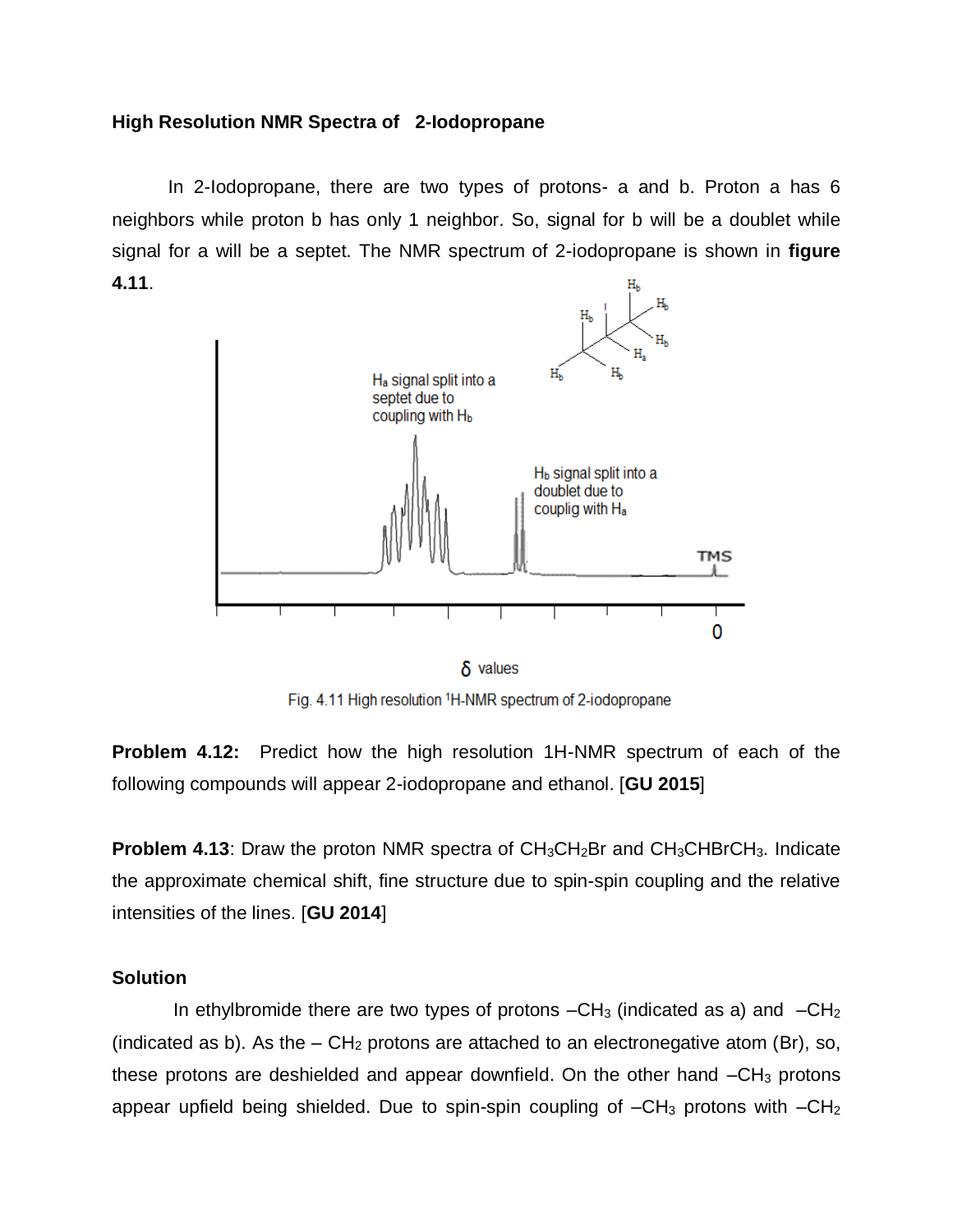**High Resolution NMR Spectra of 2-Iodopropane**

In 2-Iodopropane, there are two types of protons- a and b. Proton a has 6 neighbors while proton b has only 1 neighbor. So, signal for b will be a doublet while signal for a will be a septet. The NMR spectrum of 2-iodopropane is shown in **figure 4.11**.

Fig. 4.11 High resolution $^1$H-NMR spectrum of 2-iodopropane

**Problem 4.12:** Predict how the high resolution 1H-NMR spectrum of each of the following compounds will appear 2-iodopropane and ethanol. [**GU 2015**]

**Problem 4.13**: Draw the proton NMR spectra of $CH_3CH_2Br$ and $CH_3CHBrCH_3$. Indicate the approximate chemical shift, fine structure due to spin-spin coupling and the relative intensities of the lines. [**GU 2014**]

**Solution**

In ethylbromide there are two types of protons $-CH_3$ (indicated as a) and $-CH_2$ (indicated as b). As the $-CH_2$ protons are attached to an electronegative atom (Br), so, these protons are deshielded and appear downfield. On the other hand $-CH_3$ protons appear upfield being shielded. Due to spin-spin coupling of $-CH_3$ protons with $-CH_2$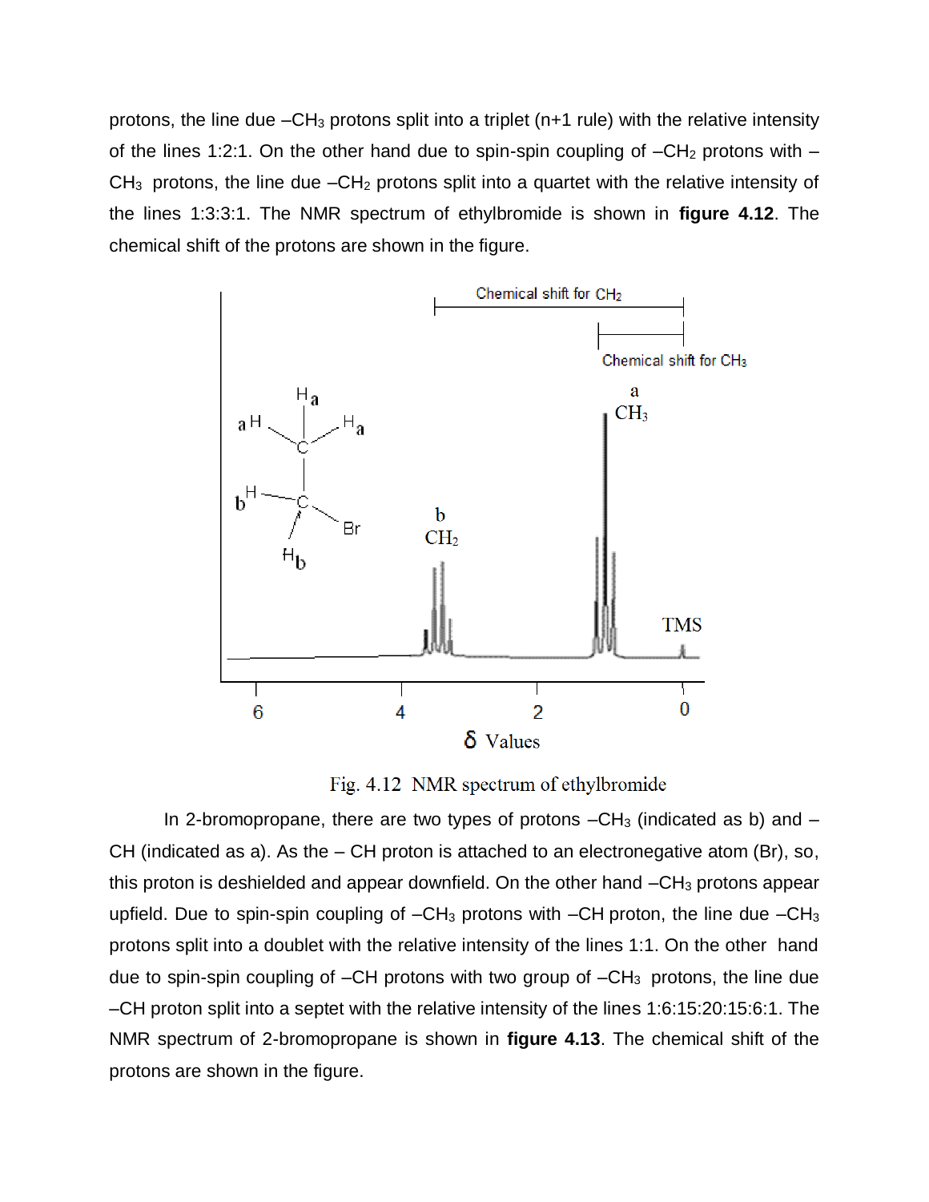protons, the line due $-CH_3$ protons split into a triplet (n+1 rule) with the relative intensity of the lines 1:2:1. On the other hand due to spin-spin coupling of $-CH_2$ protons with $-CH_3$ protons, the line due $-CH_2$ protons split into a quartet with the relative intensity of the lines 1:3:3:1. The NMR spectrum of ethylbromide is shown in **figure 4.12**. The chemical shift of the protons are shown in the figure.

Fig. 4.12 NMR spectrum of ethylbromide

In 2-bromopropane, there are two types of protons $-CH_3$ (indicated as b) and $-CH$ (indicated as a). As the $-CH$ proton is attached to an electronegative atom (Br), so, this proton is deshielded and appear downfield. On the other hand $-CH_3$ protons appear upfield. Due to spin-spin coupling of $-CH_3$ protons with $-CH$ proton, the line due $-CH_3$ protons split into a doublet with the relative intensity of the lines 1:1. On the other hand due to spin-spin coupling of $-CH$ protons with two group of $-CH_3$ protons, the line due $-CH$ proton split into a septet with the relative intensity of the lines 1:6:15:20:15:6:1. The NMR spectrum of 2-bromopropane is shown in **figure 4.13**. The chemical shift of the protons are shown in the figure.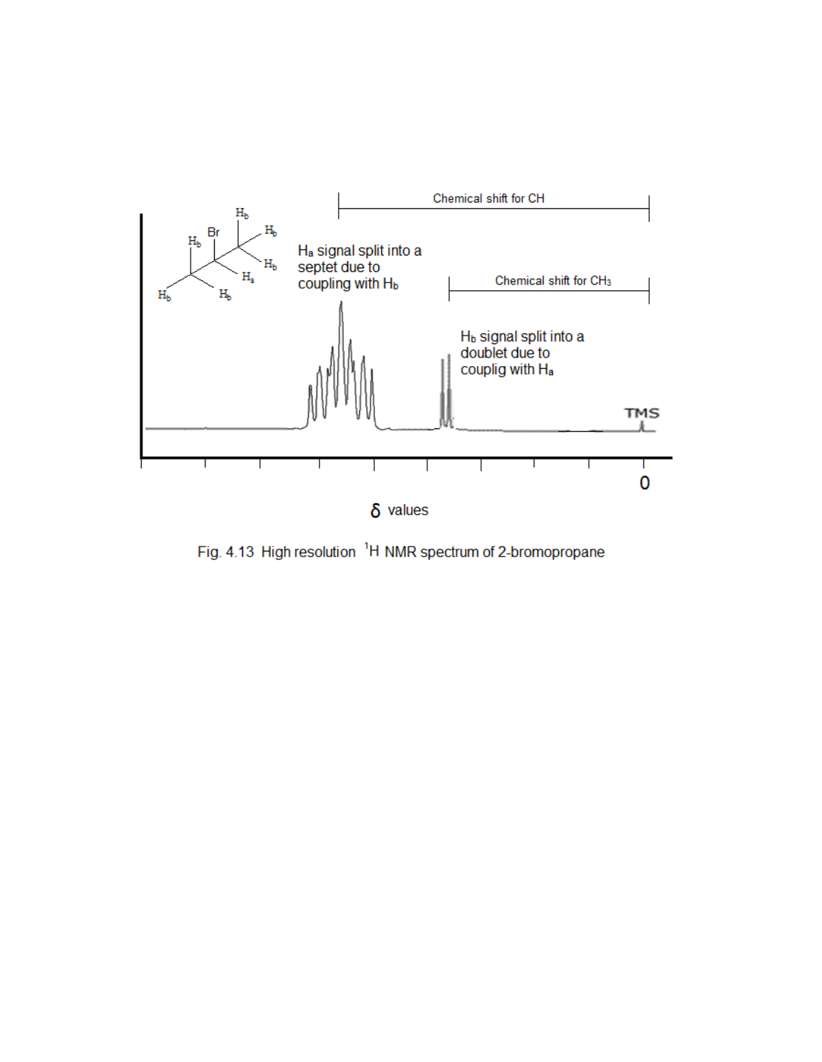Chemical shift for CH

Chemical shift for $CH_3$

$H_a$ signal split into a septet due to coupling with $H_b$

$H_b$ signal split into a doublet due to couplig with $H_a$

TMS

0

$\delta$ values

Fig. 4.13 High resolution $^1H$ NMR spectrum of 2-bromopropane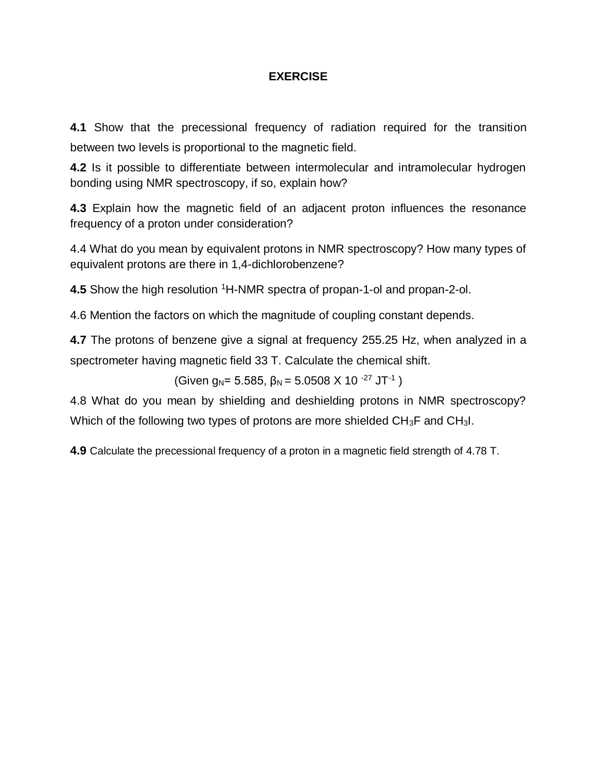# EXERCISE

**4.1** Show that the precessional frequency of radiation required for the transition between two levels is proportional to the magnetic field.

**4.2** Is it possible to differentiate between intermolecular and intramolecular hydrogen bonding using NMR spectroscopy, if so, explain how?

**4.3** Explain how the magnetic field of an adjacent proton influences the resonance frequency of a proton under consideration?

4.4 What do you mean by equivalent protons in NMR spectroscopy? How many types of equivalent protons are there in 1,4-dichlorobenzene?

**4.5** Show the high resolution $^1$H-NMR spectra of propan-1-ol and propan-2-ol.

4.6 Mention the factors on which the magnitude of coupling constant depends.

**4.7** The protons of benzene give a signal at frequency 255.25 Hz, when analyzed in a spectrometer having magnetic field 33 T. Calculate the chemical shift.

(Given $g_N$= 5.585, $\beta_N$ = 5.0508 X 10 $^{-27}$ $JT^{-1}$ )

4.8 What do you mean by shielding and deshielding protons in NMR spectroscopy? Which of the following two types of protons are more shielded $CH_3F$ and $CH_3I$.

**4.9** Calculate the precessional frequency of a proton in a magnetic field strength of 4.78 T.